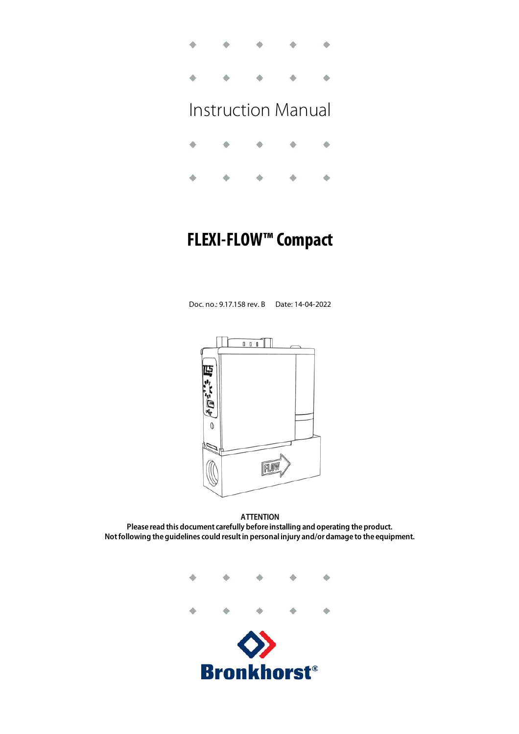# Instruction Manual

# FLEXI-FLOW™ Compact

Doc. no.: 9.17.158 rev. B    Date: 14-04-2022

**ATTENTION**
**Please read this document carefully before installing and operating the product.**
**Not following the guidelines could result in personal injury and/or damage to the equipment.**

**Bronkhorst®**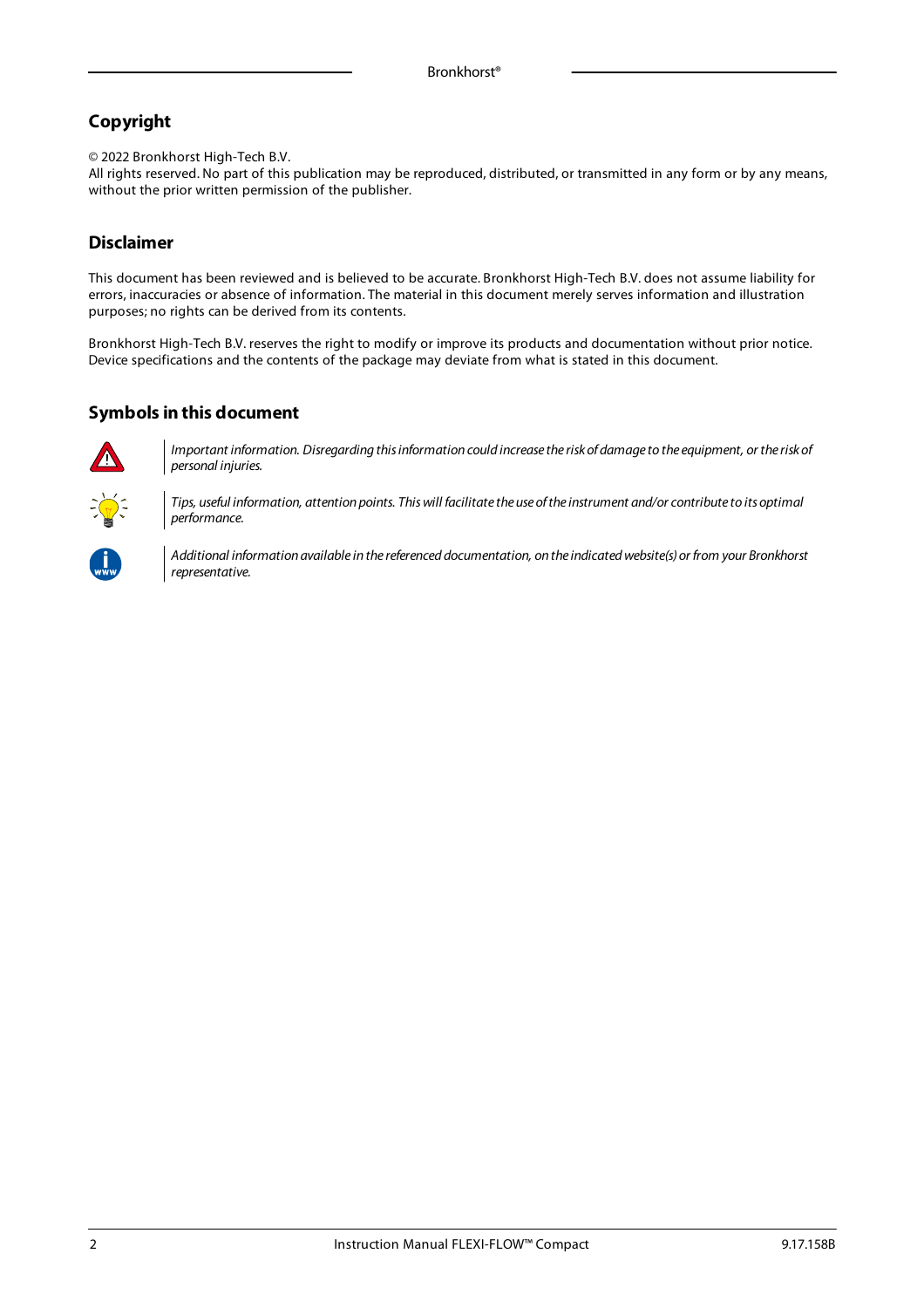## Copyright

© 2022 Bronkhorst High-Tech B.V.
All rights reserved. No part of this publication may be reproduced, distributed, or transmitted in any form or by any means, without the prior written permission of the publisher.

## Disclaimer

This document has been reviewed and is believed to be accurate. Bronkhorst High-Tech B.V. does not assume liability for errors, inaccuracies or absence of information. The material in this document merely serves information and illustration purposes; no rights can be derived from its contents.

Bronkhorst High-Tech B.V. reserves the right to modify or improve its products and documentation without prior notice. Device specifications and the contents of the package may deviate from what is stated in this document.

## Symbols in this document

*Important information. Disregarding this information could increase the risk of damage to the equipment, or the risk of personal injuries.*

*Tips, useful information, attention points. This will facilitate the use of the instrument and/or contribute to its optimal performance.*

*Additional information available in the referenced documentation, on the indicated website(s) or from your Bronkhorst representative.*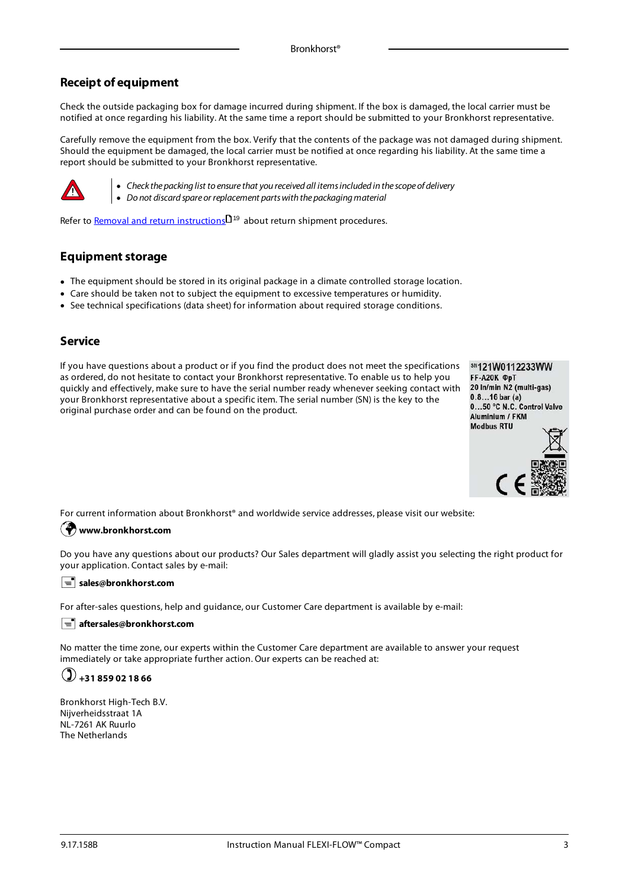## Receipt of equipment

Check the outside packaging box for damage incurred during shipment. If the box is damaged, the local carrier must be notified at once regarding his liability. At the same time a report should be submitted to your Bronkhorst representative.

Carefully remove the equipment from the box. Verify that the contents of the package was not damaged during shipment. Should the equipment be damaged, the local carrier must be notified at once regarding his liability. At the same time a report should be submitted to your Bronkhorst representative.

- *Check the packing list to ensure that you received all items included in the scope of delivery*
- *Do not discard spare or replacement parts with the packaging material*

Refer to Removal and return instructions 19 about return shipment procedures.

## Equipment storage

- The equipment should be stored in its original package in a climate controlled storage location.
- Care should be taken not to subject the equipment to excessive temperatures or humidity.
- See technical specifications (data sheet) for information about required storage conditions.

## Service

If you have questions about a product or if you find the product does not meet the specifications as ordered, do not hesitate to contact your Bronkhorst representative. To enable us to help you quickly and effectively, make sure to have the serial number ready whenever seeking contact with your Bronkhorst representative about a specific item. The serial number (SN) is the key to the original purchase order and can be found on the product.

SN 121W0112233WW
FF-A20K ΦpT
20 ln/min N2 (multi-gas)
0.8…16 bar (a)
0…50 °C N.C. Control Valve
Aluminium / FKM
Modbus RTU

For current information about Bronkhorst® and worldwide service addresses, please visit our website:

**www.bronkhorst.com**

Do you have any questions about our products? Our Sales department will gladly assist you selecting the right product for your application. Contact sales by e-mail:

**sales@bronkhorst.com**

For after-sales questions, help and guidance, our Customer Care department is available by e-mail:

**aftersales@bronkhorst.com**

No matter the time zone, our experts within the Customer Care department are available to answer your request immediately or take appropriate further action. Our experts can be reached at:

**+31 859 02 18 66**

Bronkhorst High-Tech B.V.
Nijverheidsstraat 1A
NL-7261 AK Ruurlo
The Netherlands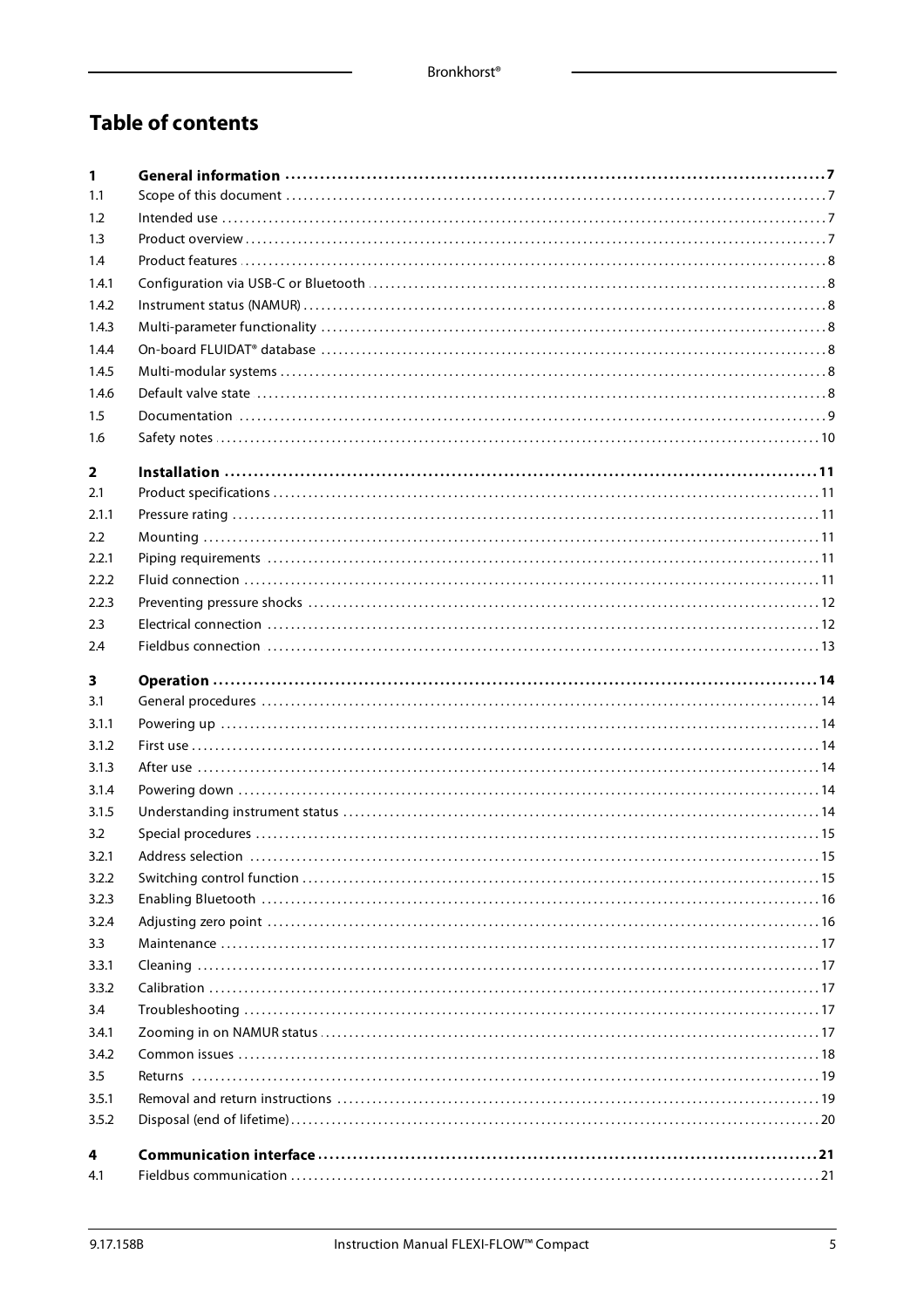# Table of contents

| | | |
|---|---|---|
| **1** | **General information** | **7** |
| 1.1 | Scope of this document | 7 |
| 1.2 | Intended use | 7 |
| 1.3 | Product overview | 7 |
| 1.4 | Product features | 8 |
| 1.4.1 | Configuration via USB-C or Bluetooth | 8 |
| 1.4.2 | Instrument status (NAMUR) | 8 |
| 1.4.3 | Multi-parameter functionality | 8 |
| 1.4.4 | On-board FLUIDAT® database | 8 |
| 1.4.5 | Multi-modular systems | 8 |
| 1.4.6 | Default valve state | 8 |
| 1.5 | Documentation | 9 |
| 1.6 | Safety notes | 10 |
| **2** | **Installation** | **11** |
| 2.1 | Product specifications | 11 |
| 2.1.1 | Pressure rating | 11 |
| 2.2 | Mounting | 11 |
| 2.2.1 | Piping requirements | 11 |
| 2.2.2 | Fluid connection | 11 |
| 2.2.3 | Preventing pressure shocks | 12 |
| 2.3 | Electrical connection | 12 |
| 2.4 | Fieldbus connection | 13 |
| **3** | **Operation** | **14** |
| 3.1 | General procedures | 14 |
| 3.1.1 | Powering up | 14 |
| 3.1.2 | First use | 14 |
| 3.1.3 | After use | 14 |
| 3.1.4 | Powering down | 14 |
| 3.1.5 | Understanding instrument status | 14 |
| 3.2 | Special procedures | 15 |
| 3.2.1 | Address selection | 15 |
| 3.2.2 | Switching control function | 15 |
| 3.2.3 | Enabling Bluetooth | 16 |
| 3.2.4 | Adjusting zero point | 16 |
| 3.3 | Maintenance | 17 |
| 3.3.1 | Cleaning | 17 |
| 3.3.2 | Calibration | 17 |
| 3.4 | Troubleshooting | 17 |
| 3.4.1 | Zooming in on NAMUR status | 17 |
| 3.4.2 | Common issues | 18 |
| 3.5 | Returns | 19 |
| 3.5.1 | Removal and return instructions | 19 |
| 3.5.2 | Disposal (end of lifetime) | 20 |
| **4** | **Communication interface** | **21** |
| 4.1 | Fieldbus communication | 21 |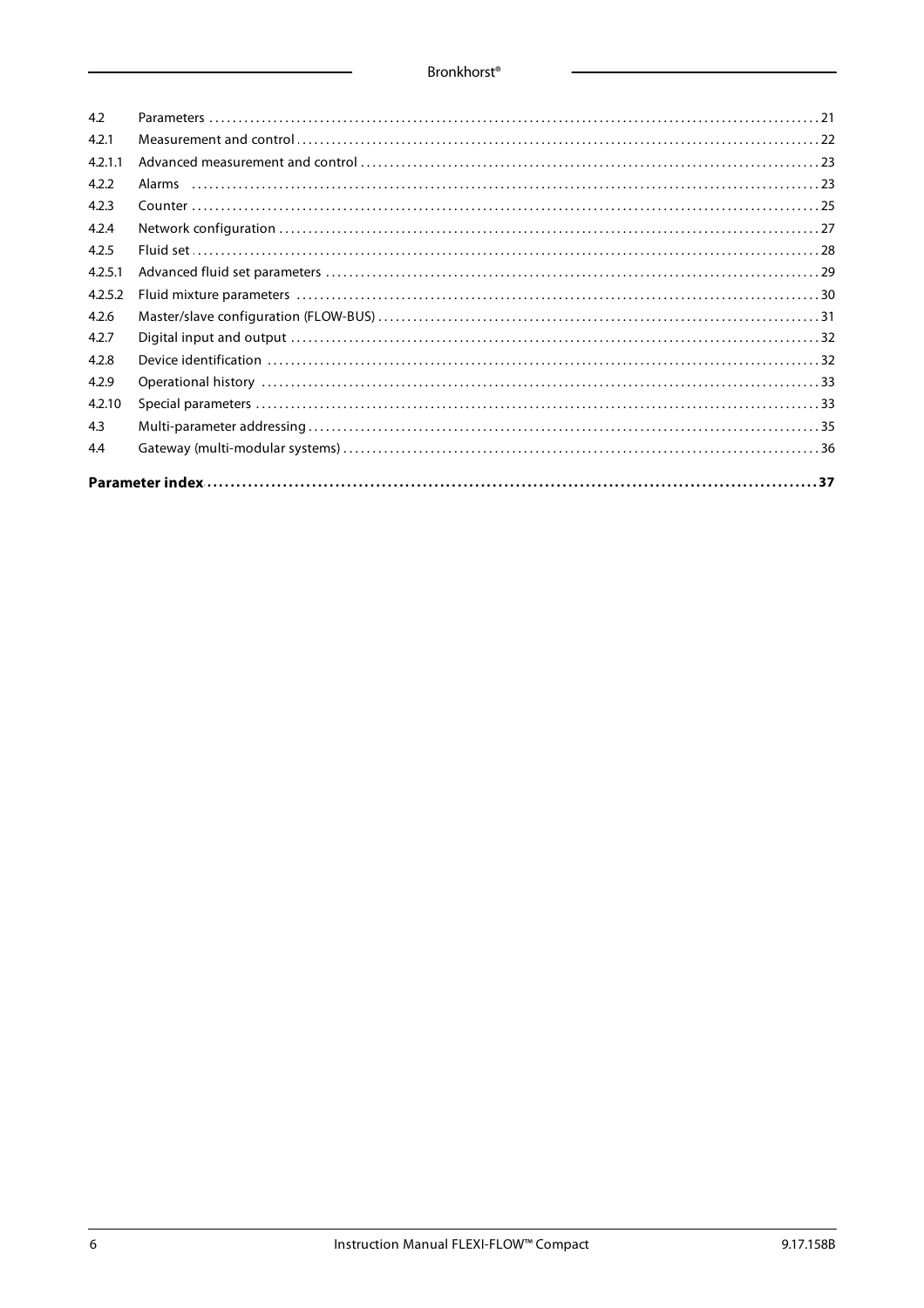| | | |
|---|---|---|
| 4.2 | Parameters | 21 |
| 4.2.1 | Measurement and control | 22 |
| 4.2.1.1 | Advanced measurement and control | 23 |
| 4.2.2 | Alarms | 23 |
| 4.2.3 | Counter | 25 |
| 4.2.4 | Network configuration | 27 |
| 4.2.5 | Fluid set | 28 |
| 4.2.5.1 | Advanced fluid set parameters | 29 |
| 4.2.5.2 | Fluid mixture parameters | 30 |
| 4.2.6 | Master/slave configuration (FLOW-BUS) | 31 |
| 4.2.7 | Digital input and output | 32 |
| 4.2.8 | Device identification | 32 |
| 4.2.9 | Operational history | 33 |
| 4.2.10 | Special parameters | 33 |
| 4.3 | Multi-parameter addressing | 35 |
| 4.4 | Gateway (multi-modular systems) | 36 |

**Parameter index** ........ **37**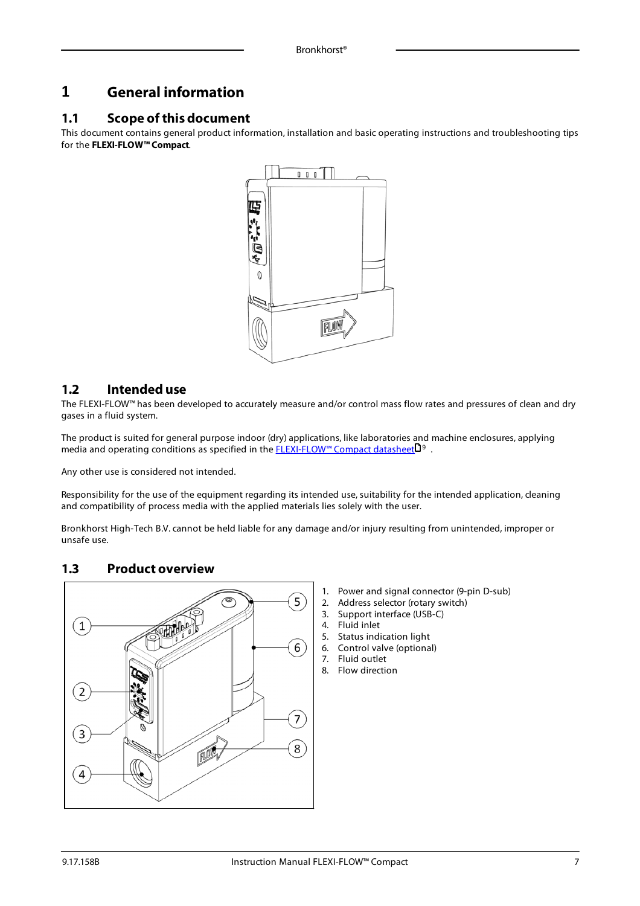# 1 General information

## 1.1 Scope of this document

This document contains general product information, installation and basic operating instructions and troubleshooting tips for the **FLEXI-FLOW™ Compact**.

## 1.2 Intended use

The FLEXI-FLOW™ has been developed to accurately measure and/or control mass flow rates and pressures of clean and dry gases in a fluid system.

The product is suited for general purpose indoor (dry) applications, like laboratories and machine enclosures, applying media and operating conditions as specified in the FLEXI-FLOW™ Compact datasheet 9 .

Any other use is considered not intended.

Responsibility for the use of the equipment regarding its intended use, suitability for the intended application, cleaning and compatibility of process media with the applied materials lies solely with the user.

Bronkhorst High-Tech B.V. cannot be held liable for any damage and/or injury resulting from unintended, improper or unsafe use.

## 1.3 Product overview

1. Power and signal connector (9-pin D-sub)
2. Address selector (rotary switch)
3. Support interface (USB-C)
4. Fluid inlet
5. Status indication light
6. Control valve (optional)
7. Fluid outlet
8. Flow direction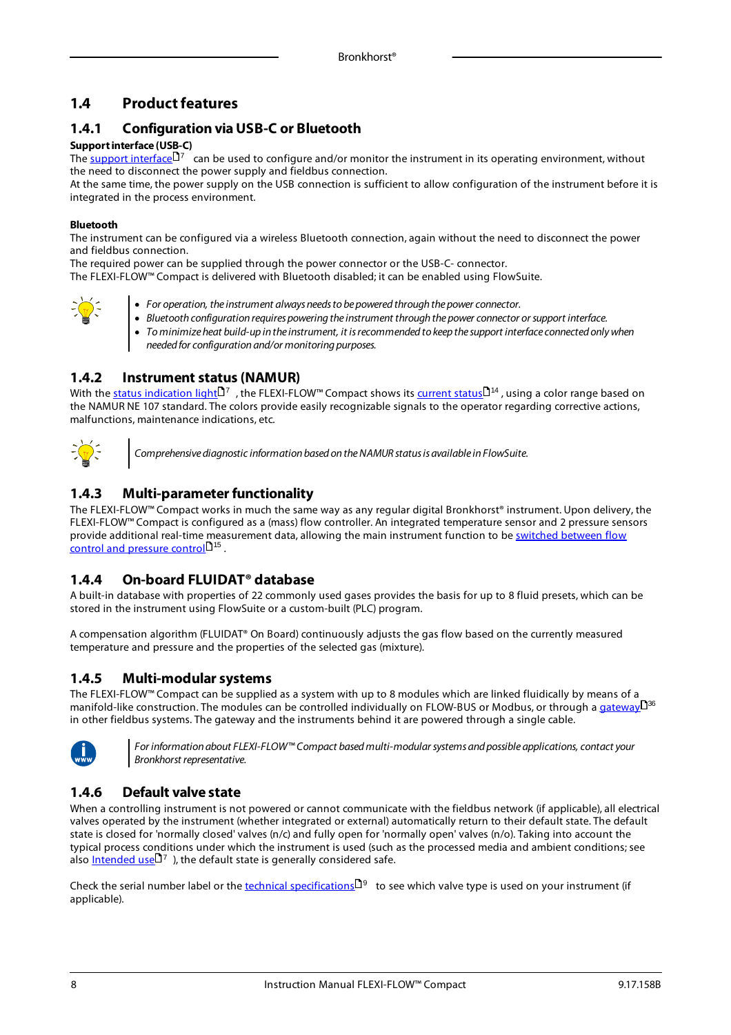## 1.4 Product features

### 1.4.1 Configuration via USB-C or Bluetooth

**Support interface (USB-C)**

The support interface[7] can be used to configure and/or monitor the instrument in its operating environment, without the need to disconnect the power supply and fieldbus connection.
At the same time, the power supply on the USB connection is sufficient to allow configuration of the instrument before it is integrated in the process environment.

**Bluetooth**

The instrument can be configured via a wireless Bluetooth connection, again without the need to disconnect the power and fieldbus connection.
The required power can be supplied through the power connector or the USB-C- connector.
The FLEXI-FLOW™ Compact is delivered with Bluetooth disabled; it can be enabled using FlowSuite.

- *For operation, the instrument always needs to be powered through the power connector.*
- *Bluetooth configuration requires powering the instrument through the power connector or support interface.*
- *To minimize heat build-up in the instrument, it is recommended to keep the support interface connected only when needed for configuration and/or monitoring purposes.*

### 1.4.2 Instrument status (NAMUR)

With the status indication light[7], the FLEXI-FLOW™ Compact shows its current status[14], using a color range based on the NAMUR NE 107 standard. The colors provide easily recognizable signals to the operator regarding corrective actions, malfunctions, maintenance indications, etc.

*Comprehensive diagnostic information based on the NAMUR status is available in FlowSuite.*

### 1.4.3 Multi-parameter functionality

The FLEXI-FLOW™ Compact works in much the same way as any regular digital Bronkhorst® instrument. Upon delivery, the FLEXI-FLOW™ Compact is configured as a (mass) flow controller. An integrated temperature sensor and 2 pressure sensors provide additional real-time measurement data, allowing the main instrument function to be switched between flow control and pressure control[15].

### 1.4.4 On-board FLUIDAT® database

A built-in database with properties of 22 commonly used gases provides the basis for up to 8 fluid presets, which can be stored in the instrument using FlowSuite or a custom-built (PLC) program.

A compensation algorithm (FLUIDAT® On Board) continuously adjusts the gas flow based on the currently measured temperature and pressure and the properties of the selected gas (mixture).

### 1.4.5 Multi-modular systems

The FLEXI-FLOW™ Compact can be supplied as a system with up to 8 modules which are linked fluidically by means of a manifold-like construction. The modules can be controlled individually on FLOW-BUS or Modbus, or through a gateway[36] in other fieldbus systems. The gateway and the instruments behind it are powered through a single cable.

*For information about FLEXI-FLOW™ Compact based multi-modular systems and possible applications, contact your Bronkhorst representative.*

### 1.4.6 Default valve state

When a controlling instrument is not powered or cannot communicate with the fieldbus network (if applicable), all electrical valves operated by the instrument (whether integrated or external) automatically return to their default state. The default state is closed for 'normally closed' valves (n/c) and fully open for 'normally open' valves (n/o). Taking into account the typical process conditions under which the instrument is used (such as the processed media and ambient conditions; see also Intended use[7]), the default state is generally considered safe.

Check the serial number label or the technical specifications[9] to see which valve type is used on your instrument (if applicable).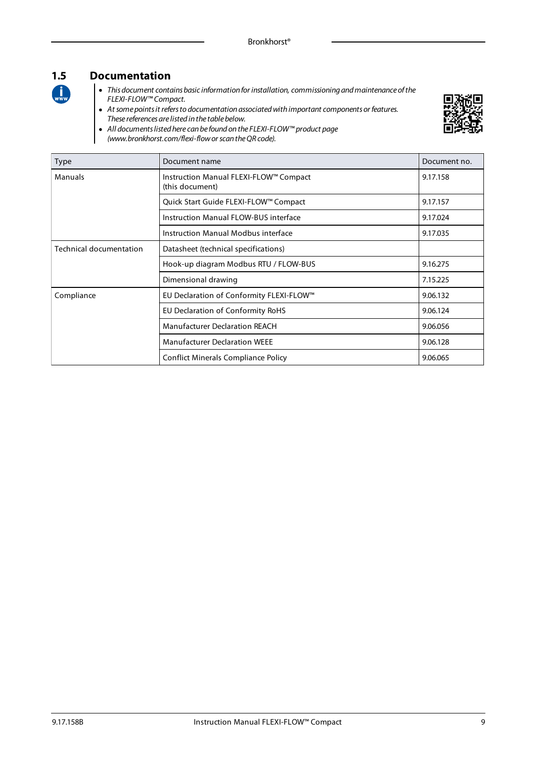## 1.5 Documentation

- *This document contains basic information for installation, commissioning and maintenance of the FLEXI-FLOW™ Compact.*
- *At some points it refers to documentation associated with important components or features. These references are listed in the table below.*
- *All documents listed here can be found on the FLEXI-FLOW™ product page (www.bronkhorst.com/flexi-flow or scan the QR code).*

| Type | Document name | Document no. |
|---|---|---|
| Manuals | Instruction Manual FLEXI-FLOW™ Compact (this document) | 9.17.158 |
| | Quick Start Guide FLEXI-FLOW™ Compact | 9.17.157 |
| | Instruction Manual FLOW-BUS interface | 9.17.024 |
| | Instruction Manual Modbus interface | 9.17.035 |
| Technical documentation | Datasheet (technical specifications) | |
| | Hook-up diagram Modbus RTU / FLOW-BUS | 9.16.275 |
| | Dimensional drawing | 7.15.225 |
| Compliance | EU Declaration of Conformity FLEXI-FLOW™ | 9.06.132 |
| | EU Declaration of Conformity RoHS | 9.06.124 |
| | Manufacturer Declaration REACH | 9.06.056 |
| | Manufacturer Declaration WEEE | 9.06.128 |
| | Conflict Minerals Compliance Policy | 9.06.065 |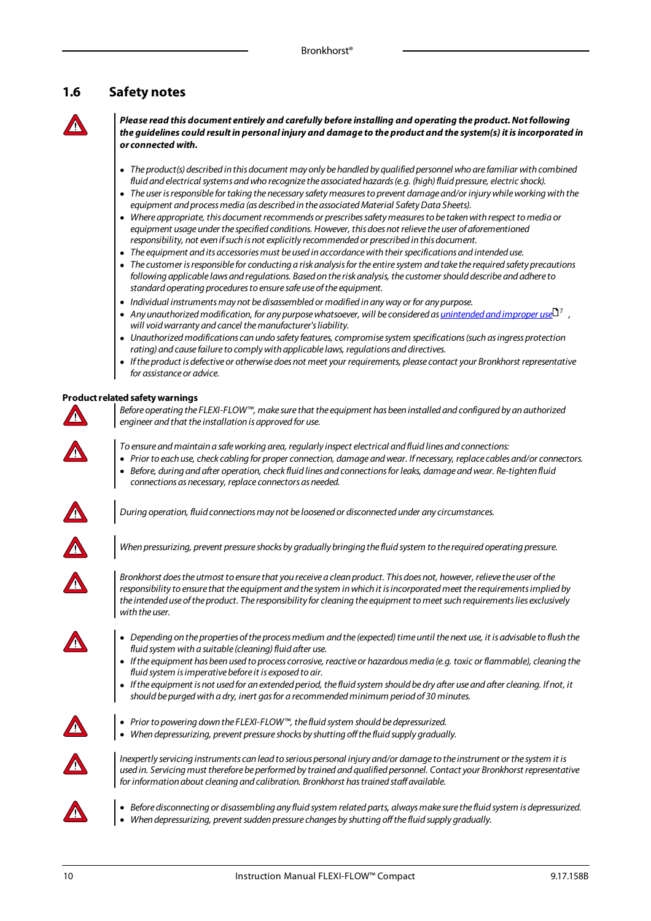## 1.6 Safety notes

***Please read this document entirely and carefully before installing and operating the product. Not following the guidelines could result in personal injury and damage to the product and the system(s) it is incorporated in or connected with.***

- *The product(s) described in this document may only be handled by qualified personnel who are familiar with combined fluid and electrical systems and who recognize the associated hazards (e.g. (high) fluid pressure, electric shock).*
- *The user is responsible for taking the necessary safety measures to prevent damage and/or injury while working with the equipment and process media (as described in the associated Material Safety Data Sheets).*
- *Where appropriate, this document recommends or prescribes safety measures to be taken with respect to media or equipment usage under the specified conditions. However, this does not relieve the user of aforementioned responsibility, not even if such is not explicitly recommended or prescribed in this document.*
- *The equipment and its accessories must be used in accordance with their specifications and intended use.*
- *The customer is responsible for conducting a risk analysis for the entire system and take the required safety precautions following applicable laws and regulations. Based on the risk analysis, the customer should describe and adhere to standard operating procedures to ensure safe use of the equipment.*
- *Individual instruments may not be disassembled or modified in any way or for any purpose.*
- *Any unauthorized modification, for any purpose whatsoever, will be considered as unintended and improper use (7), will void warranty and cancel the manufacturer's liability.*
- *Unauthorized modifications can undo safety features, compromise system specifications (such as ingress protection rating) and cause failure to comply with applicable laws, regulations and directives.*
- *If the product is defective or otherwise does not meet your requirements, please contact your Bronkhorst representative for assistance or advice.*

**Product related safety warnings**

*Before operating the FLEXI-FLOW™, make sure that the equipment has been installed and configured by an authorized engineer and that the installation is approved for use.*

*To ensure and maintain a safe working area, regularly inspect electrical and fluid lines and connections:*
- *Prior to each use, check cabling for proper connection, damage and wear. If necessary, replace cables and/or connectors.*
- *Before, during and after operation, check fluid lines and connections for leaks, damage and wear. Re-tighten fluid connections as necessary, replace connectors as needed.*

*During operation, fluid connections may not be loosened or disconnected under any circumstances.*

*When pressurizing, prevent pressure shocks by gradually bringing the fluid system to the required operating pressure.*

*Bronkhorst does the utmost to ensure that you receive a clean product. This does not, however, relieve the user of the responsibility to ensure that the equipment and the system in which it is incorporated meet the requirements implied by the intended use of the product. The responsibility for cleaning the equipment to meet such requirements lies exclusively with the user.*

- *Depending on the properties of the process medium and the (expected) time until the next use, it is advisable to flush the fluid system with a suitable (cleaning) fluid after use.*
- *If the equipment has been used to process corrosive, reactive or hazardous media (e.g. toxic or flammable), cleaning the fluid system is imperative before it is exposed to air.*
- *If the equipment is not used for an extended period, the fluid system should be dry after use and after cleaning. If not, it should be purged with a dry, inert gas for a recommended minimum period of 30 minutes.*

- *Prior to powering down the FLEXI-FLOW™, the fluid system should be depressurized.*
- *When depressurizing, prevent pressure shocks by shutting off the fluid supply gradually.*

*Inexpertly servicing instruments can lead to serious personal injury and/or damage to the instrument or the system it is used in. Servicing must therefore be performed by trained and qualified personnel. Contact your Bronkhorst representative for information about cleaning and calibration. Bronkhorst has trained staff available.*

- *Before disconnecting or disassembling any fluid system related parts, always make sure the fluid system is depressurized.*
- *When depressurizing, prevent sudden pressure changes by shutting off the fluid supply gradually.*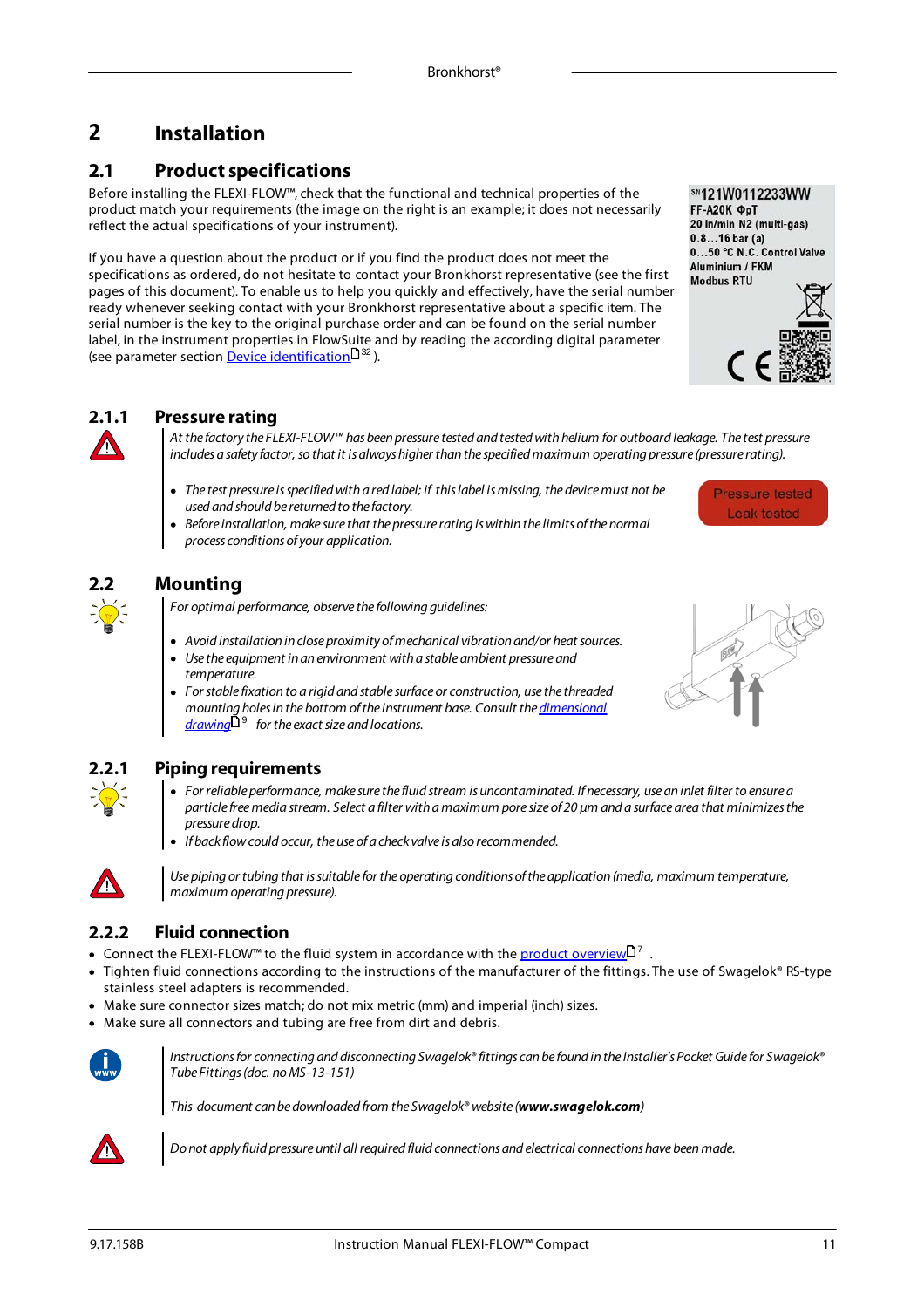# 2 Installation

## 2.1 Product specifications

Before installing the FLEXI-FLOW™, check that the functional and technical properties of the product match your requirements (the image on the right is an example; it does not necessarily reflect the actual specifications of your instrument).

If you have a question about the product or if you find the product does not meet the specifications as ordered, do not hesitate to contact your Bronkhorst representative (see the first pages of this document). To enable us to help you quickly and effectively, have the serial number ready whenever seeking contact with your Bronkhorst representative about a specific item. The serial number is the key to the original purchase order and can be found on the serial number label, in the instrument properties in FlowSuite and by reading the according digital parameter (see parameter section Device identification 32 ).

SN 121W0112233WW
FF-A20K ΦpT
20 ln/min N2 (multi-gas)
0.8…16 bar (a)
0…50 °C N.C. Control Valve
Aluminium / FKM
Modbus RTU

### 2.1.1 Pressure rating

*At the factory the FLEXI-FLOW™ has been pressure tested and tested with helium for outboard leakage. The test pressure includes a safety factor, so that it is always higher than the specified maximum operating pressure (pressure rating).*

- *The test pressure is specified with a red label; if this label is missing, the device must not be used and should be returned to the factory.*
- *Before installation, make sure that the pressure rating is within the limits of the normal process conditions of your application.*

Pressure tested
Leak tested

## 2.2 Mounting

*For optimal performance, observe the following guidelines:*

- *Avoid installation in close proximity of mechanical vibration and/or heat sources.*
- *Use the equipment in an environment with a stable ambient pressure and temperature.*
- *For stable fixation to a rigid and stable surface or construction, use the threaded mounting holes in the bottom of the instrument base. Consult the dimensional drawing 9 for the exact size and locations.*

### 2.2.1 Piping requirements

- *For reliable performance, make sure the fluid stream is uncontaminated. If necessary, use an inlet filter to ensure a particle free media stream. Select a filter with a maximum pore size of 20 µm and a surface area that minimizes the pressure drop.*
- *If back flow could occur, the use of a check valve is also recommended.*

*Use piping or tubing that is suitable for the operating conditions of the application (media, maximum temperature, maximum operating pressure).*

### 2.2.2 Fluid connection

- Connect the FLEXI-FLOW™ to the fluid system in accordance with the product overview 7 .
- Tighten fluid connections according to the instructions of the manufacturer of the fittings. The use of Swagelok® RS-type stainless steel adapters is recommended.
- Make sure connector sizes match; do not mix metric (mm) and imperial (inch) sizes.
- Make sure all connectors and tubing are free from dirt and debris.

*Instructions for connecting and disconnecting Swagelok® fittings can be found in the Installer's Pocket Guide for Swagelok® Tube Fittings (doc. no MS-13-151)*

*This document can be downloaded from the Swagelok® website (**www.swagelok.com**)*

*Do not apply fluid pressure until all required fluid connections and electrical connections have been made.*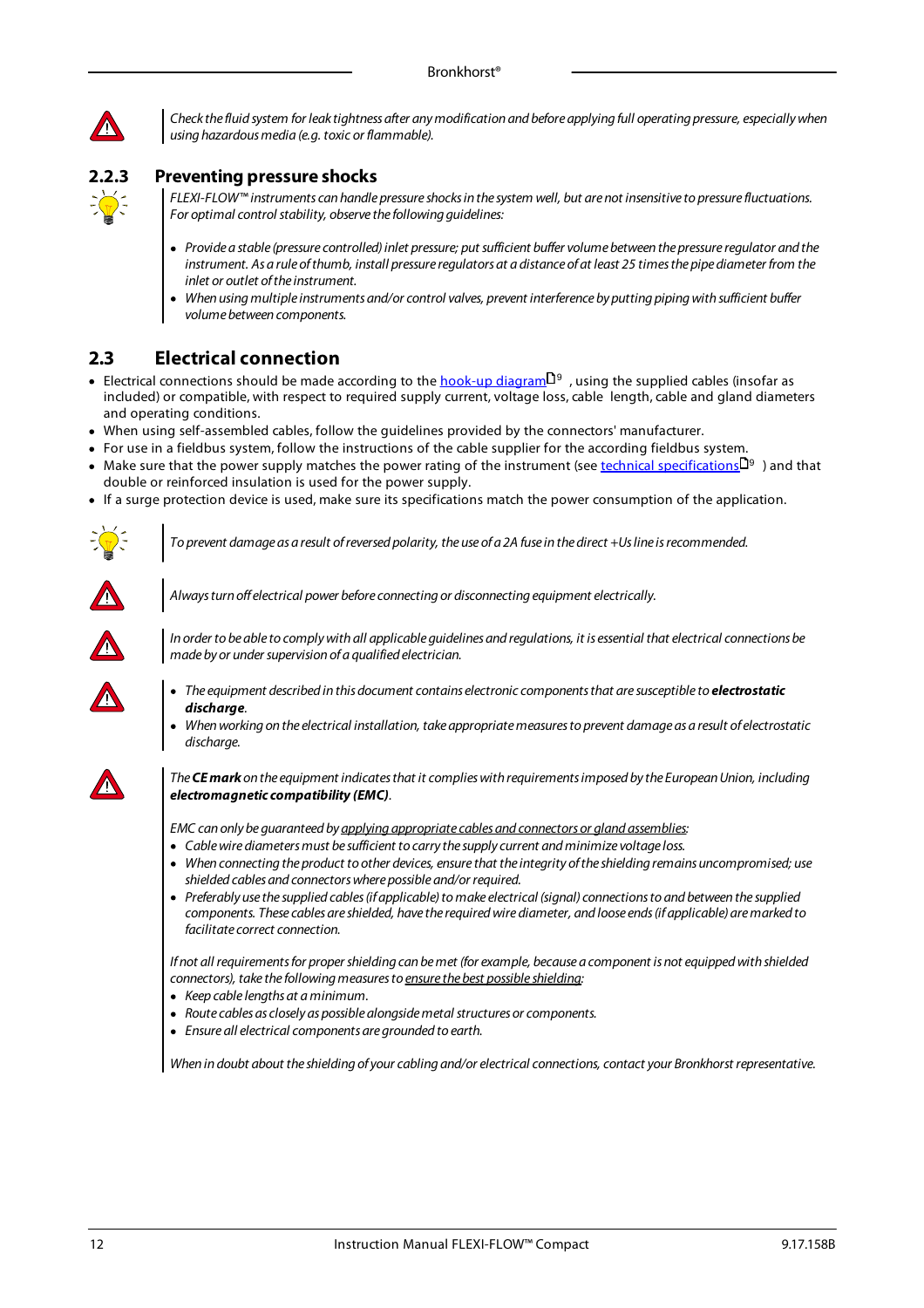*Check the fluid system for leak tightness after any modification and before applying full operating pressure, especially when using hazardous media (e.g. toxic or flammable).*

### 2.2.3 Preventing pressure shocks

*FLEXI-FLOW™ instruments can handle pressure shocks in the system well, but are not insensitive to pressure fluctuations. For optimal control stability, observe the following guidelines:*

- *Provide a stable (pressure controlled) inlet pressure; put sufficient buffer volume between the pressure regulator and the instrument. As a rule of thumb, install pressure regulators at a distance of at least 25 times the pipe diameter from the inlet or outlet of the instrument.*
- *When using multiple instruments and/or control valves, prevent interference by putting piping with sufficient buffer volume between components.*

## 2.3 Electrical connection

- Electrical connections should be made according to the hook-up diagram 9 , using the supplied cables (insofar as included) or compatible, with respect to required supply current, voltage loss, cable length, cable and gland diameters and operating conditions.
- When using self-assembled cables, follow the guidelines provided by the connectors' manufacturer.
- For use in a fieldbus system, follow the instructions of the cable supplier for the according fieldbus system.
- Make sure that the power supply matches the power rating of the instrument (see technical specifications 9 ) and that double or reinforced insulation is used for the power supply.
- If a surge protection device is used, make sure its specifications match the power consumption of the application.

*To prevent damage as a result of reversed polarity, the use of a 2A fuse in the direct +Us line is recommended.*

*Always turn off electrical power before connecting or disconnecting equipment electrically.*

*In order to be able to comply with all applicable guidelines and regulations, it is essential that electrical connections be made by or under supervision of a qualified electrician.*

- *The equipment described in this document contains electronic components that are susceptible to* ***electrostatic discharge****.*
- *When working on the electrical installation, take appropriate measures to prevent damage as a result of electrostatic discharge.*

*The* ***CE mark*** *on the equipment indicates that it complies with requirements imposed by the European Union, including* ***electromagnetic compatibility (EMC)****.*

*EMC can only be guaranteed by applying appropriate cables and connectors or gland assemblies:*

- *Cable wire diameters must be sufficient to carry the supply current and minimize voltage loss.*
- *When connecting the product to other devices, ensure that the integrity of the shielding remains uncompromised; use shielded cables and connectors where possible and/or required.*
- *Preferably use the supplied cables (if applicable) to make electrical (signal) connections to and between the supplied components. These cables are shielded, have the required wire diameter, and loose ends (if applicable) are marked to facilitate correct connection.*

*If not all requirements for proper shielding can be met (for example, because a component is not equipped with shielded connectors), take the following measures to ensure the best possible shielding:*

- *Keep cable lengths at a minimum.*
- *Route cables as closely as possible alongside metal structures or components.*
- *Ensure all electrical components are grounded to earth.*

*When in doubt about the shielding of your cabling and/or electrical connections, contact your Bronkhorst representative.*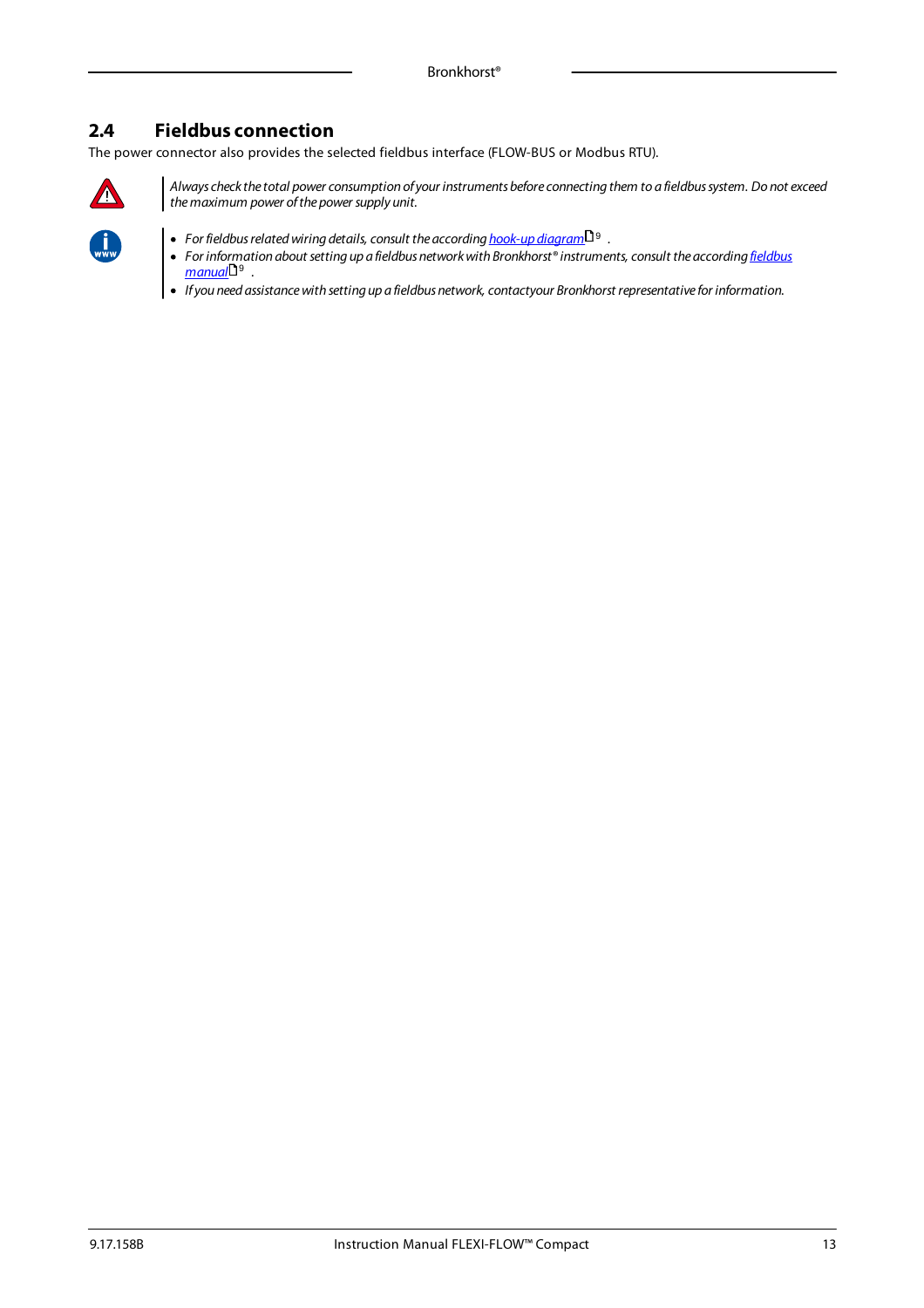## 2.4 Fieldbus connection

The power connector also provides the selected fieldbus interface (FLOW-BUS or Modbus RTU).

*Always check the total power consumption of your instruments before connecting them to a fieldbus system. Do not exceed the maximum power of the power supply unit.*

- *For fieldbus related wiring details, consult the according hook-up diagram 9 .*
- *For information about setting up a fieldbus network with Bronkhorst® instruments, consult the according fieldbus manual 9 .*
- *If you need assistance with setting up a fieldbus network, contactyour Bronkhorst representative for information.*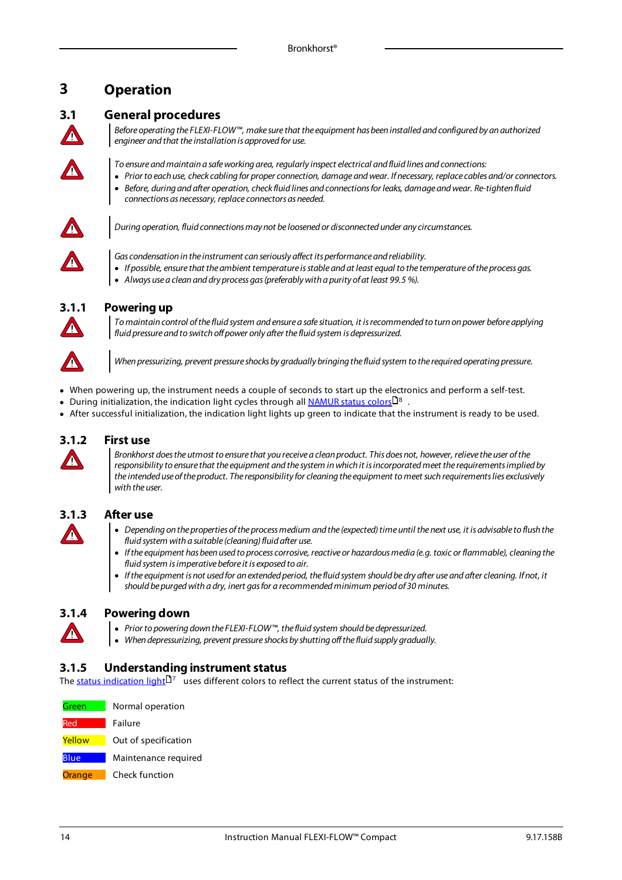# 3 Operation

## 3.1 General procedures

*Before operating the FLEXI-FLOW™, make sure that the equipment has been installed and configured by an authorized engineer and that the installation is approved for use.*

*To ensure and maintain a safe working area, regularly inspect electrical and fluid lines and connections:*

- *Prior to each use, check cabling for proper connection, damage and wear. If necessary, replace cables and/or connectors.*
- *Before, during and after operation, check fluid lines and connections for leaks, damage and wear. Re-tighten fluid connections as necessary, replace connectors as needed.*

*During operation, fluid connections may not be loosened or disconnected under any circumstances.*

*Gas condensation in the instrument can seriously affect its performance and reliability.*

- *If possible, ensure that the ambient temperature is stable and at least equal to the temperature of the process gas.*
- *Always use a clean and dry process gas (preferably with a purity of at least 99.5 %).*

### 3.1.1 Powering up

*To maintain control of the fluid system and ensure a safe situation, it is recommended to turn on power before applying fluid pressure and to switch off power only after the fluid system is depressurized.*

*When pressurizing, prevent pressure shocks by gradually bringing the fluid system to the required operating pressure.*

- When powering up, the instrument needs a couple of seconds to start up the electronics and perform a self-test.
- During initialization, the indication light cycles through all NAMUR status colors 8 .
- After successful initialization, the indication light lights up green to indicate that the instrument is ready to be used.

### 3.1.2 First use

*Bronkhorst does the utmost to ensure that you receive a clean product. This does not, however, relieve the user of the responsibility to ensure that the equipment and the system in which it is incorporated meet the requirements implied by the intended use of the product. The responsibility for cleaning the equipment to meet such requirements lies exclusively with the user.*

### 3.1.3 After use

- *Depending on the properties of the process medium and the (expected) time until the next use, it is advisable to flush the fluid system with a suitable (cleaning) fluid after use.*
- *If the equipment has been used to process corrosive, reactive or hazardous media (e.g. toxic or flammable), cleaning the fluid system is imperative before it is exposed to air.*
- *If the equipment is not used for an extended period, the fluid system should be dry after use and after cleaning. If not, it should be purged with a dry, inert gas for a recommended minimum period of 30 minutes.*

### 3.1.4 Powering down

- *Prior to powering down the FLEXI-FLOW™, the fluid system should be depressurized.*
- *When depressurizing, prevent pressure shocks by shutting off the fluid supply gradually.*

### 3.1.5 Understanding instrument status

The status indication light 7 uses different colors to reflect the current status of the instrument:

| Color | Status |
|---|---|
| Green | Normal operation |
| Red | Failure |
| Yellow | Out of specification |
| Blue | Maintenance required |
| Orange | Check function |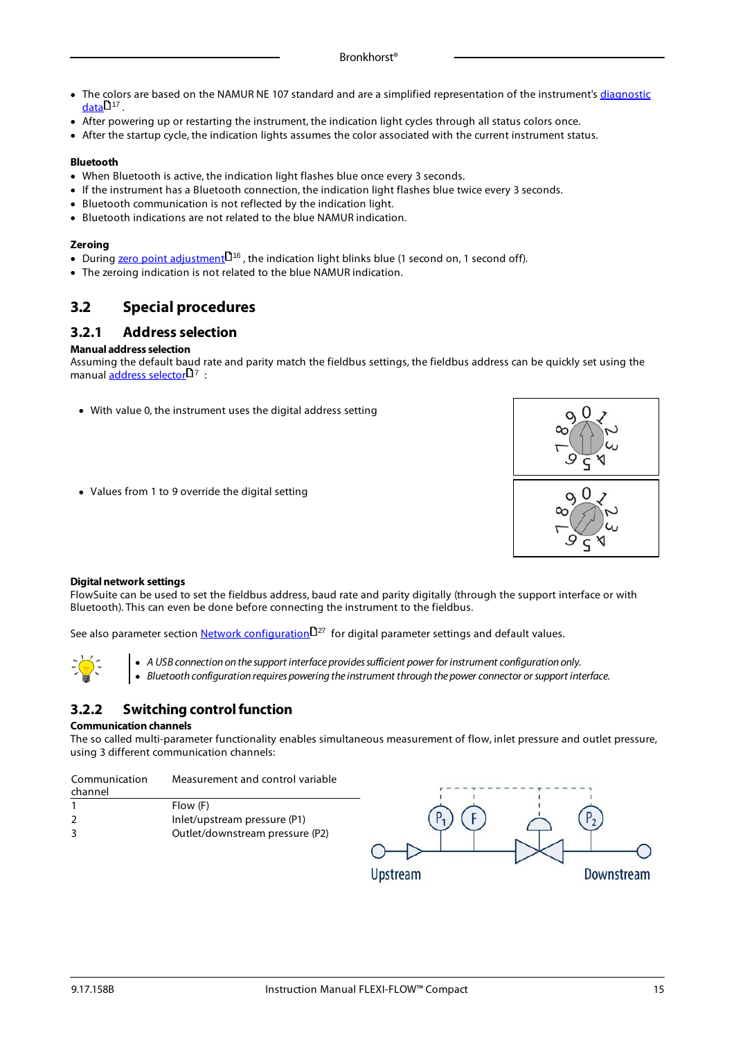- The colors are based on the NAMUR NE 107 standard and are a simplified representation of the instrument's diagnostic data 17 .
- After powering up or restarting the instrument, the indication light cycles through all status colors once.
- After the startup cycle, the indication lights assumes the color associated with the current instrument status.

**Bluetooth**

- When Bluetooth is active, the indication light flashes blue once every 3 seconds.
- If the instrument has a Bluetooth connection, the indication light flashes blue twice every 3 seconds.
- Bluetooth communication is not reflected by the indication light.
- Bluetooth indications are not related to the blue NAMUR indication.

**Zeroing**

- During zero point adjustment 16 , the indication light blinks blue (1 second on, 1 second off).
- The zeroing indication is not related to the blue NAMUR indication.

## 3.2 Special procedures

### 3.2.1 Address selection

**Manual address selection**

Assuming the default baud rate and parity match the fieldbus settings, the fieldbus address can be quickly set using the manual address selector 7 :

- With value 0, the instrument uses the digital address setting
- Values from 1 to 9 override the digital setting

**Digital network settings**

FlowSuite can be used to set the fieldbus address, baud rate and parity digitally (through the support interface or with Bluetooth). This can even be done before connecting the instrument to the fieldbus.

See also parameter section Network configuration 27 for digital parameter settings and default values.

- *A USB connection on the support interface provides sufficient power for instrument configuration only.*
- *Bluetooth configuration requires powering the instrument through the power connector or support interface.*

### 3.2.2 Switching control function

**Communication channels**

The so called multi-parameter functionality enables simultaneous measurement of flow, inlet pressure and outlet pressure, using 3 different communication channels:

| Communication channel | Measurement and control variable |
|---|---|
| 1 | Flow (F) |
| 2 | Inlet/upstream pressure (P1) |
| 3 | Outlet/downstream pressure (P2) |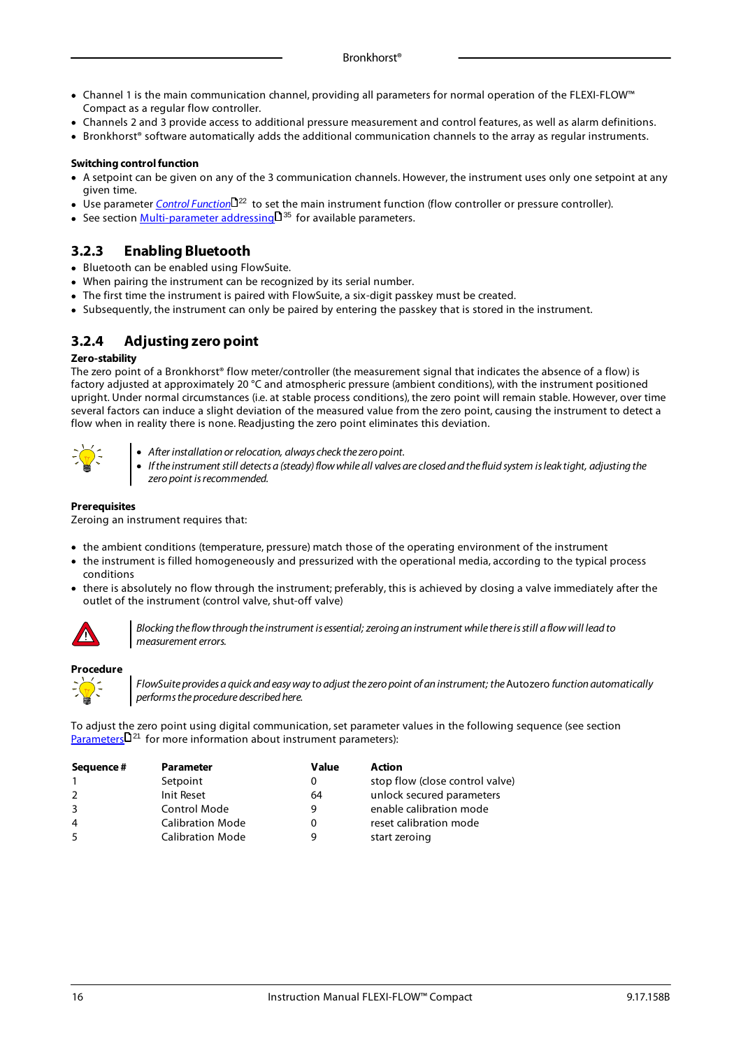- Channel 1 is the main communication channel, providing all parameters for normal operation of the FLEXI-FLOW™ Compact as a regular flow controller.
- Channels 2 and 3 provide access to additional pressure measurement and control features, as well as alarm definitions.
- Bronkhorst® software automatically adds the additional communication channels to the array as regular instruments.

**Switching control function**

- A setpoint can be given on any of the 3 communication channels. However, the instrument uses only one setpoint at any given time.
- Use parameter *Control Function* 22 to set the main instrument function (flow controller or pressure controller).
- See section Multi-parameter addressing 35 for available parameters.

### 3.2.3 Enabling Bluetooth

- Bluetooth can be enabled using FlowSuite.
- When pairing the instrument can be recognized by its serial number.
- The first time the instrument is paired with FlowSuite, a six-digit passkey must be created.
- Subsequently, the instrument can only be paired by entering the passkey that is stored in the instrument.

### 3.2.4 Adjusting zero point

**Zero-stability**

The zero point of a Bronkhorst® flow meter/controller (the measurement signal that indicates the absence of a flow) is factory adjusted at approximately 20 °C and atmospheric pressure (ambient conditions), with the instrument positioned upright. Under normal circumstances (i.e. at stable process conditions), the zero point will remain stable. However, over time several factors can induce a slight deviation of the measured value from the zero point, causing the instrument to detect a flow when in reality there is none. Readjusting the zero point eliminates this deviation.

- *After installation or relocation, always check the zero point.*
- *If the instrument still detects a (steady) flow while all valves are closed and the fluid system is leak tight, adjusting the zero point is recommended.*

**Prerequisites**

Zeroing an instrument requires that:

- the ambient conditions (temperature, pressure) match those of the operating environment of the instrument
- the instrument is filled homogeneously and pressurized with the operational media, according to the typical process conditions
- there is absolutely no flow through the instrument; preferably, this is achieved by closing a valve immediately after the outlet of the instrument (control valve, shut-off valve)

*Blocking the flow through the instrument is essential; zeroing an instrument while there is still a flow will lead to measurement errors.*

**Procedure**

*FlowSuite provides a quick and easy way to adjust the zero point of an instrument; the* Autozero *function automatically performs the procedure described here.*

To adjust the zero point using digital communication, set parameter values in the following sequence (see section Parameters 21 for more information about instrument parameters):

| Sequence # | Parameter | Value | Action |
|---|---|---|---|
| 1 | Setpoint | 0 | stop flow (close control valve) |
| 2 | Init Reset | 64 | unlock secured parameters |
| 3 | Control Mode | 9 | enable calibration mode |
| 4 | Calibration Mode | 0 | reset calibration mode |
| 5 | Calibration Mode | 9 | start zeroing |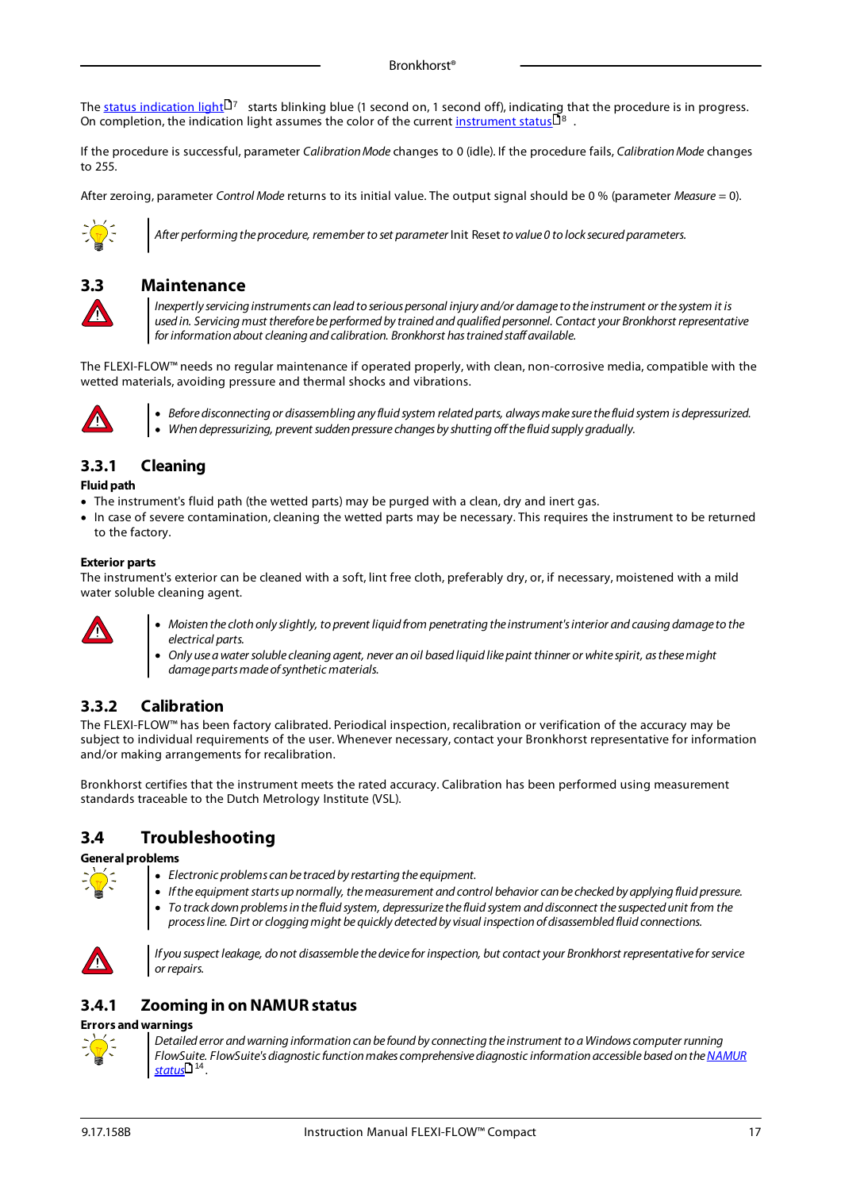The status indication light 7 starts blinking blue (1 second on, 1 second off), indicating that the procedure is in progress. On completion, the indication light assumes the color of the current instrument status 8 .

If the procedure is successful, parameter *Calibration Mode* changes to 0 (idle). If the procedure fails, *Calibration Mode* changes to 255.

After zeroing, parameter *Control Mode* returns to its initial value. The output signal should be 0 % (parameter *Measure* = 0).

*After performing the procedure, remember to set parameter* Init Reset *to value 0 to lock secured parameters.*

## 3.3 Maintenance

*Inexpertly servicing instruments can lead to serious personal injury and/or damage to the instrument or the system it is used in. Servicing must therefore be performed by trained and qualified personnel. Contact your Bronkhorst representative for information about cleaning and calibration. Bronkhorst has trained staff available.*

The FLEXI-FLOW™ needs no regular maintenance if operated properly, with clean, non-corrosive media, compatible with the wetted materials, avoiding pressure and thermal shocks and vibrations.

- *Before disconnecting or disassembling any fluid system related parts, always make sure the fluid system is depressurized.*
- *When depressurizing, prevent sudden pressure changes by shutting off the fluid supply gradually.*

### 3.3.1 Cleaning

**Fluid path**

- The instrument's fluid path (the wetted parts) may be purged with a clean, dry and inert gas.
- In case of severe contamination, cleaning the wetted parts may be necessary. This requires the instrument to be returned to the factory.

**Exterior parts**

The instrument's exterior can be cleaned with a soft, lint free cloth, preferably dry, or, if necessary, moistened with a mild water soluble cleaning agent.

- *Moisten the cloth only slightly, to prevent liquid from penetrating the instrument's interior and causing damage to the electrical parts.*
- *Only use a water soluble cleaning agent, never an oil based liquid like paint thinner or white spirit, as these might damage parts made of synthetic materials.*

### 3.3.2 Calibration

The FLEXI-FLOW™ has been factory calibrated. Periodical inspection, recalibration or verification of the accuracy may be subject to individual requirements of the user. Whenever necessary, contact your Bronkhorst representative for information and/or making arrangements for recalibration.

Bronkhorst certifies that the instrument meets the rated accuracy. Calibration has been performed using measurement standards traceable to the Dutch Metrology Institute (VSL).

## 3.4 Troubleshooting

**General problems**

- *Electronic problems can be traced by restarting the equipment.*
- *If the equipment starts up normally, the measurement and control behavior can be checked by applying fluid pressure.*
- *To track down problems in the fluid system, depressurize the fluid system and disconnect the suspected unit from the process line. Dirt or clogging might be quickly detected by visual inspection of disassembled fluid connections.*

*If you suspect leakage, do not disassemble the device for inspection, but contact your Bronkhorst representative for service or repairs.*

### 3.4.1 Zooming in on NAMUR status

**Errors and warnings**

*Detailed error and warning information can be found by connecting the instrument to a Windows computer running FlowSuite. FlowSuite's diagnostic function makes comprehensive diagnostic information accessible based on the NAMUR status 14 .*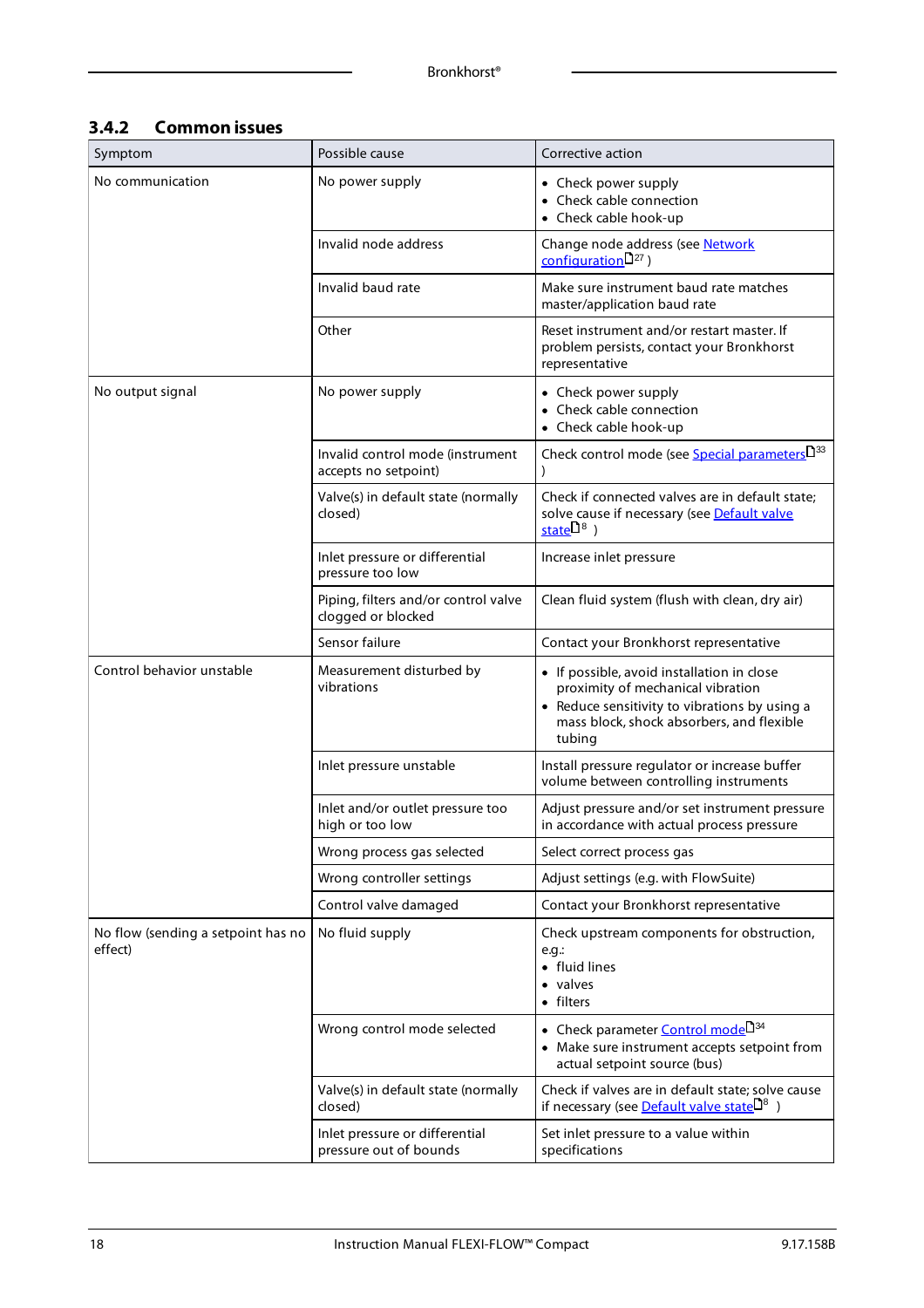### 3.4.2 Common issues

| Symptom | Possible cause | Corrective action |
|---|---|---|
| No communication | No power supply | • Check power supply<br>• Check cable connection<br>• Check cable hook-up |
| | Invalid node address | Change node address (see Network configuration 27 ) |
| | Invalid baud rate | Make sure instrument baud rate matches master/application baud rate |
| | Other | Reset instrument and/or restart master. If problem persists, contact your Bronkhorst representative |
| No output signal | No power supply | • Check power supply<br>• Check cable connection<br>• Check cable hook-up |
| | Invalid control mode (instrument accepts no setpoint) | Check control mode (see Special parameters 33 ) |
| | Valve(s) in default state (normally closed) | Check if connected valves are in default state; solve cause if necessary (see Default valve state 8 ) |
| | Inlet pressure or differential pressure too low | Increase inlet pressure |
| | Piping, filters and/or control valve clogged or blocked | Clean fluid system (flush with clean, dry air) |
| | Sensor failure | Contact your Bronkhorst representative |
| Control behavior unstable | Measurement disturbed by vibrations | • If possible, avoid installation in close proximity of mechanical vibration<br>• Reduce sensitivity to vibrations by using a mass block, shock absorbers, and flexible tubing |
| | Inlet pressure unstable | Install pressure regulator or increase buffer volume between controlling instruments |
| | Inlet and/or outlet pressure too high or too low | Adjust pressure and/or set instrument pressure in accordance with actual process pressure |
| | Wrong process gas selected | Select correct process gas |
| | Wrong controller settings | Adjust settings (e.g. with FlowSuite) |
| | Control valve damaged | Contact your Bronkhorst representative |
| No flow (sending a setpoint has no effect) | No fluid supply | Check upstream components for obstruction, e.g.:<br>• fluid lines<br>• valves<br>• filters |
| | Wrong control mode selected | • Check parameter Control mode 34<br>• Make sure instrument accepts setpoint from actual setpoint source (bus) |
| | Valve(s) in default state (normally closed) | Check if valves are in default state; solve cause if necessary (see Default valve state 8 ) |
| | Inlet pressure or differential pressure out of bounds | Set inlet pressure to a value within specifications |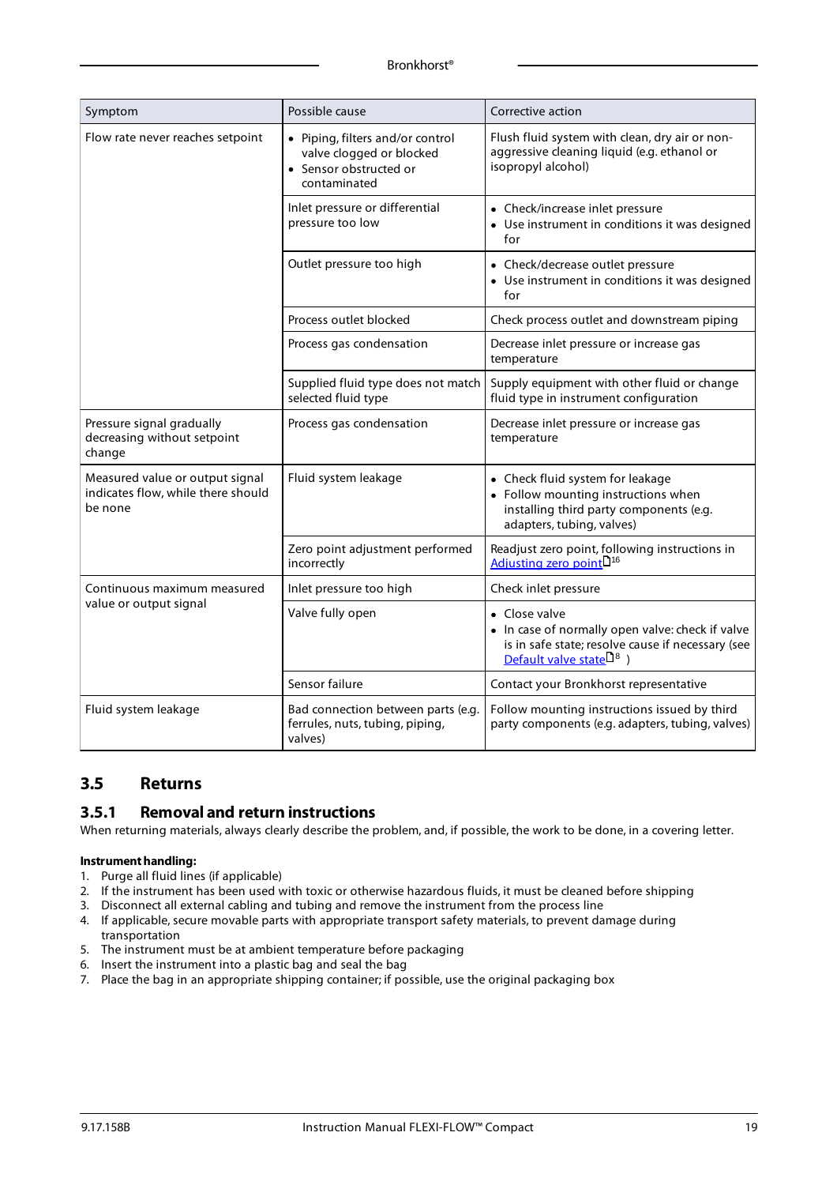| Symptom | Possible cause | Corrective action |
| --- | --- | --- |
| Flow rate never reaches setpoint | • Piping, filters and/or control valve clogged or blocked<br>• Sensor obstructed or contaminated | Flush fluid system with clean, dry air or non-aggressive cleaning liquid (e.g. ethanol or isopropyl alcohol) |
| | Inlet pressure or differential pressure too low | • Check/increase inlet pressure<br>• Use instrument in conditions it was designed for |
| | Outlet pressure too high | • Check/decrease outlet pressure<br>• Use instrument in conditions it was designed for |
| | Process outlet blocked | Check process outlet and downstream piping |
| | Process gas condensation | Decrease inlet pressure or increase gas temperature |
| | Supplied fluid type does not match selected fluid type | Supply equipment with other fluid or change fluid type in instrument configuration |
| Pressure signal gradually decreasing without setpoint change | Process gas condensation | Decrease inlet pressure or increase gas temperature |
| Measured value or output signal indicates flow, while there should be none | Fluid system leakage | • Check fluid system for leakage<br>• Follow mounting instructions when installing third party components (e.g. adapters, tubing, valves) |
| | Zero point adjustment performed incorrectly | Readjust zero point, following instructions in Adjusting zero point 16 |
| Continuous maximum measured value or output signal | Inlet pressure too high | Check inlet pressure |
| | Valve fully open | • Close valve<br>• In case of normally open valve: check if valve is in safe state; resolve cause if necessary (see Default valve state 8 ) |
| | Sensor failure | Contact your Bronkhorst representative |
| Fluid system leakage | Bad connection between parts (e.g. ferrules, nuts, tubing, piping, valves) | Follow mounting instructions issued by third party components (e.g. adapters, tubing, valves) |

## 3.5 Returns

### 3.5.1 Removal and return instructions

When returning materials, always clearly describe the problem, and, if possible, the work to be done, in a covering letter.

**Instrument handling:**

1. Purge all fluid lines (if applicable)
2. If the instrument has been used with toxic or otherwise hazardous fluids, it must be cleaned before shipping
3. Disconnect all external cabling and tubing and remove the instrument from the process line
4. If applicable, secure movable parts with appropriate transport safety materials, to prevent damage during transportation
5. The instrument must be at ambient temperature before packaging
6. Insert the instrument into a plastic bag and seal the bag
7. Place the bag in an appropriate shipping container; if possible, use the original packaging box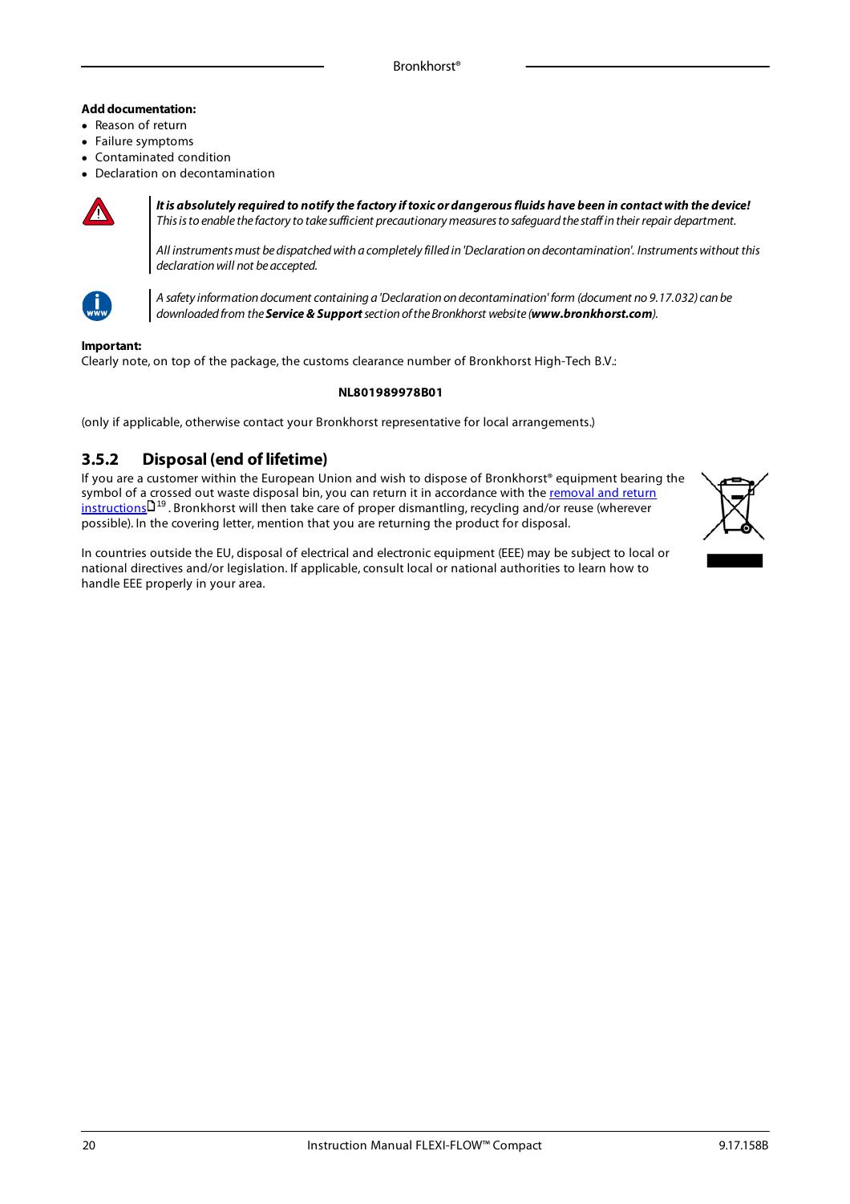**Add documentation:**

- Reason of return
- Failure symptoms
- Contaminated condition
- Declaration on decontamination

> ***It is absolutely required to notify the factory if toxic or dangerous fluids have been in contact with the device!***
> *This is to enable the factory to take sufficient precautionary measures to safeguard the staff in their repair department.*
>
> *All instruments must be dispatched with a completely filled in 'Declaration on decontamination'. Instruments without this declaration will not be accepted.*

> *A safety information document containing a 'Declaration on decontamination' form (document no 9.17.032) can be downloaded from the **Service & Support** section of the Bronkhorst website (**www.bronkhorst.com**).*

**Important:**
Clearly note, on top of the package, the customs clearance number of Bronkhorst High-Tech B.V.:

**NL801989978B01**

(only if applicable, otherwise contact your Bronkhorst representative for local arrangements.)

## 3.5.2 Disposal (end of lifetime)

If you are a customer within the European Union and wish to dispose of Bronkhorst® equipment bearing the symbol of a crossed out waste disposal bin, you can return it in accordance with the removal and return instructions 19. Bronkhorst will then take care of proper dismantling, recycling and/or reuse (wherever possible). In the covering letter, mention that you are returning the product for disposal.

In countries outside the EU, disposal of electrical and electronic equipment (EEE) may be subject to local or national directives and/or legislation. If applicable, consult local or national authorities to learn how to handle EEE properly in your area.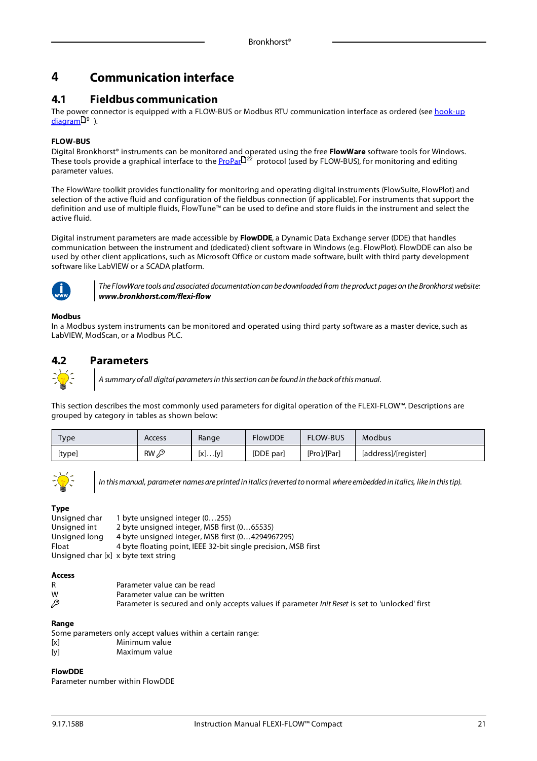# 4 Communication interface

## 4.1 Fieldbus communication

The power connector is equipped with a FLOW-BUS or Modbus RTU communication interface as ordered (see hook-up diagram 9 ).

**FLOW-BUS**

Digital Bronkhorst® instruments can be monitored and operated using the free **FlowWare** software tools for Windows. These tools provide a graphical interface to the ProPar 22 protocol (used by FLOW-BUS), for monitoring and editing parameter values.

The FlowWare toolkit provides functionality for monitoring and operating digital instruments (FlowSuite, FlowPlot) and selection of the active fluid and configuration of the fieldbus connection (if applicable). For instruments that support the definition and use of multiple fluids, FlowTune™ can be used to define and store fluids in the instrument and select the active fluid.

Digital instrument parameters are made accessible by **FlowDDE**, a Dynamic Data Exchange server (DDE) that handles communication between the instrument and (dedicated) client software in Windows (e.g. FlowPlot). FlowDDE can also be used by other client applications, such as Microsoft Office or custom made software, built with third party development software like LabVIEW or a SCADA platform.

*The FlowWare tools and associated documentation can be downloaded from the product pages on the Bronkhorst website:* ***www.bronkhorst.com/flexi-flow***

**Modbus**

In a Modbus system instruments can be monitored and operated using third party software as a master device, such as LabVIEW, ModScan, or a Modbus PLC.

## 4.2 Parameters

*A summary of all digital parameters in this section can be found in the back of this manual.*

This section describes the most commonly used parameters for digital operation of the FLEXI-FLOW™. Descriptions are grouped by category in tables as shown below:

| Type | Access | Range | FlowDDE | FLOW-BUS | Modbus |
|---|---|---|---|---|---|
| [type] | RW 🔑 | [x]…[y] | [DDE par] | [Pro]/[Par] | [address]/[register] |

*In this manual, parameter names are printed in italics (reverted to* normal *where embedded in italics, like in this tip).*

**Type**

Unsigned char 1 byte unsigned integer (0…255)
Unsigned int 2 byte unsigned integer, MSB first (0…65535)
Unsigned long 4 byte unsigned integer, MSB first (0…4294967295)
Float 4 byte floating point, IEEE 32-bit single precision, MSB first
Unsigned char [x] x byte text string

**Access**

R Parameter value can be read
W Parameter value can be written
🔑 Parameter is secured and only accepts values if parameter *Init Reset* is set to 'unlocked' first

**Range**

Some parameters only accept values within a certain range:
[x] Minimum value
[y] Maximum value

**FlowDDE**

Parameter number within FlowDDE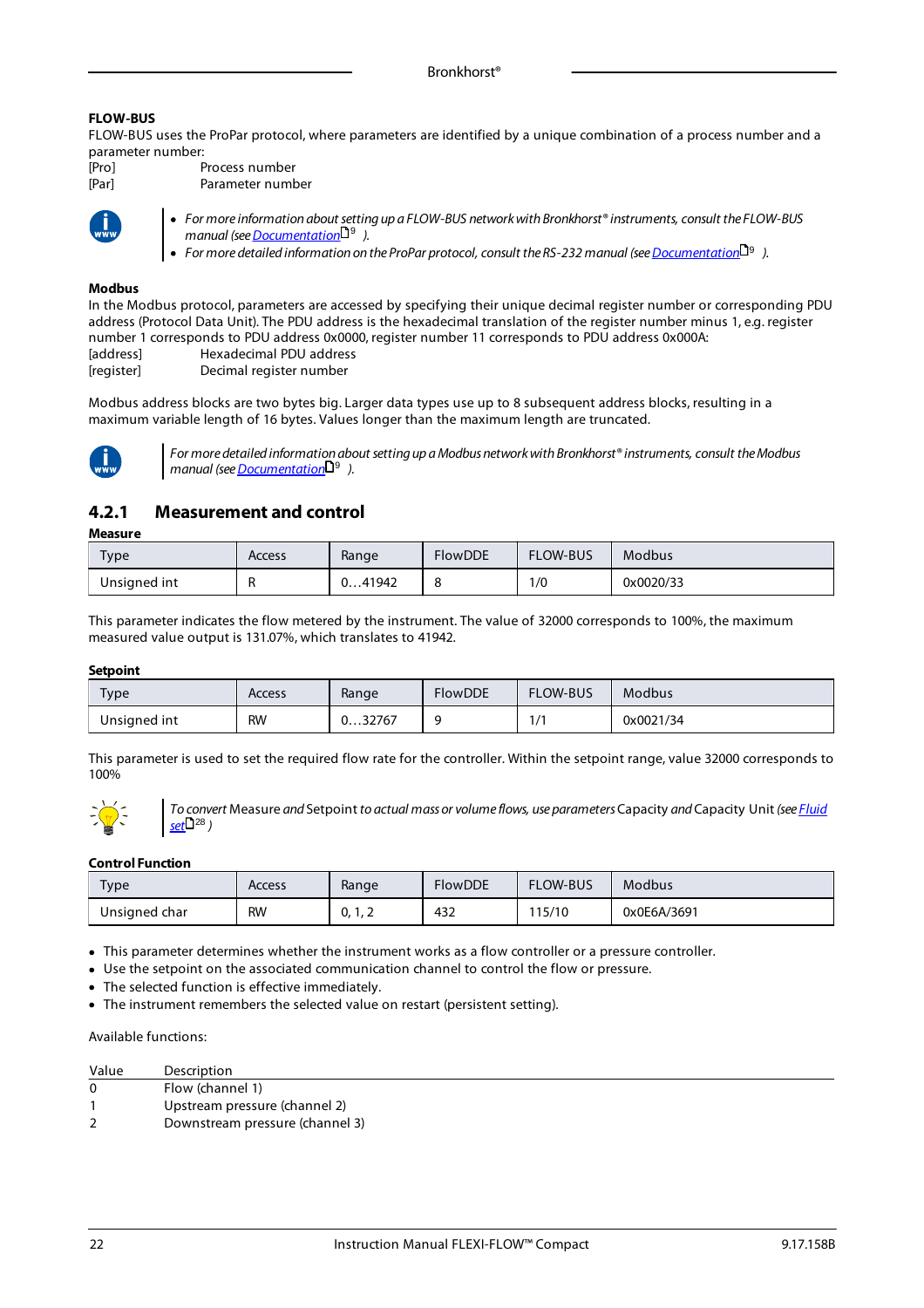**FLOW-BUS**

FLOW-BUS uses the ProPar protocol, where parameters are identified by a unique combination of a process number and a parameter number:

[Pro] Process number
[Par] Parameter number

- *For more information about setting up a FLOW-BUS network with Bronkhorst® instruments, consult the FLOW-BUS manual (see Documentation 9).*
- *For more detailed information on the ProPar protocol, consult the RS-232 manual (see Documentation 9).*

**Modbus**

In the Modbus protocol, parameters are accessed by specifying their unique decimal register number or corresponding PDU address (Protocol Data Unit). The PDU address is the hexadecimal translation of the register number minus 1, e.g. register number 1 corresponds to PDU address 0x0000, register number 11 corresponds to PDU address 0x000A:

[address] Hexadecimal PDU address
[register] Decimal register number

Modbus address blocks are two bytes big. Larger data types use up to 8 subsequent address blocks, resulting in a maximum variable length of 16 bytes. Values longer than the maximum length are truncated.

*For more detailed information about setting up a Modbus network with Bronkhorst® instruments, consult the Modbus manual (see Documentation 9).*

## 4.2.1 Measurement and control

**Measure**

| Type | Access | Range | FlowDDE | FLOW-BUS | Modbus |
|---|---|---|---|---|---|
| Unsigned int | R | 0…41942 | 8 | 1/0 | 0x0020/33 |

This parameter indicates the flow metered by the instrument. The value of 32000 corresponds to 100%, the maximum measured value output is 131.07%, which translates to 41942.

**Setpoint**

| Type | Access | Range | FlowDDE | FLOW-BUS | Modbus |
|---|---|---|---|---|---|
| Unsigned int | RW | 0…32767 | 9 | 1/1 | 0x0021/34 |

This parameter is used to set the required flow rate for the controller. Within the setpoint range, value 32000 corresponds to 100%

*To convert* Measure *and* Setpoint *to actual mass or volume flows, use parameters* Capacity *and* Capacity Unit *(see Fluid set 28)*

**Control Function**

| Type | Access | Range | FlowDDE | FLOW-BUS | Modbus |
|---|---|---|---|---|---|
| Unsigned char | RW | 0, 1, 2 | 432 | 115/10 | 0x0E6A/3691 |

- This parameter determines whether the instrument works as a flow controller or a pressure controller.
- Use the setpoint on the associated communication channel to control the flow or pressure.
- The selected function is effective immediately.
- The instrument remembers the selected value on restart (persistent setting).

Available functions:

| Value | Description |
|---|---|
| 0 | Flow (channel 1) |
| 1 | Upstream pressure (channel 2) |
| 2 | Downstream pressure (channel 3) |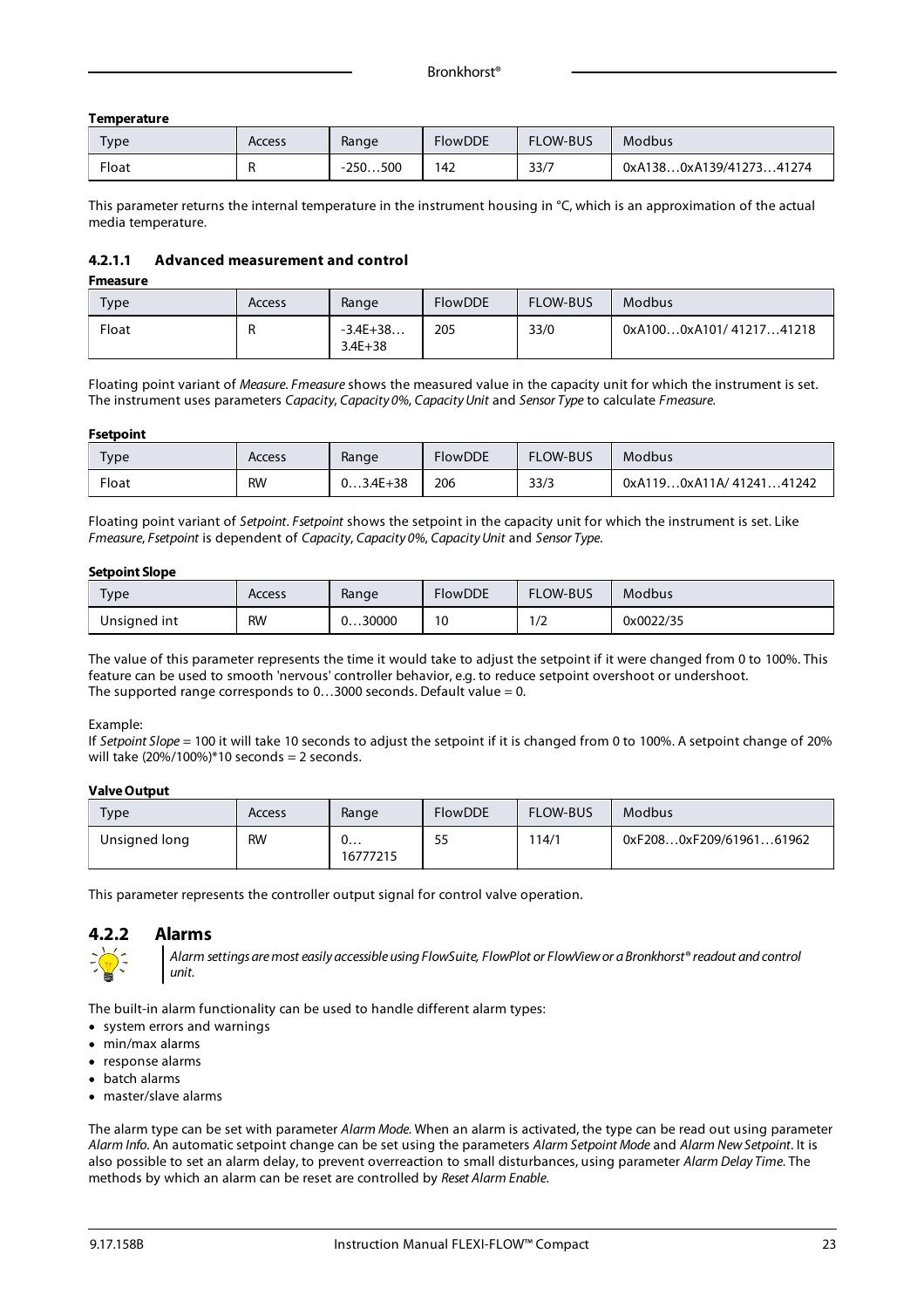**Temperature**

| Type | Access | Range | FlowDDE | FLOW-BUS | Modbus |
|---|---|---|---|---|---|
| Float | R | -250…500 | 142 | 33/7 | 0xA138…0xA139/41273…41274 |

This parameter returns the internal temperature in the instrument housing in °C, which is an approximation of the actual media temperature.

#### 4.2.1.1 Advanced measurement and control

**Fmeasure**

| Type | Access | Range | FlowDDE | FLOW-BUS | Modbus |
|---|---|---|---|---|---|
| Float | R | -3.4E+38… 3.4E+38 | 205 | 33/0 | 0xA100…0xA101/ 41217…41218 |

Floating point variant of *Measure*. *Fmeasure* shows the measured value in the capacity unit for which the instrument is set. The instrument uses parameters *Capacity*, *Capacity 0%*, *Capacity Unit* and *Sensor Type* to calculate *Fmeasure*.

**Fsetpoint**

| Type | Access | Range | FlowDDE | FLOW-BUS | Modbus |
|---|---|---|---|---|---|
| Float | RW | 0…3.4E+38 | 206 | 33/3 | 0xA119…0xA11A/ 41241…41242 |

Floating point variant of *Setpoint*. *Fsetpoint* shows the setpoint in the capacity unit for which the instrument is set. Like *Fmeasure*, *Fsetpoint* is dependent of *Capacity*, *Capacity 0%*, *Capacity Unit* and *Sensor Type*.

**Setpoint Slope**

| Type | Access | Range | FlowDDE | FLOW-BUS | Modbus |
|---|---|---|---|---|---|
| Unsigned int | RW | 0…30000 | 10 | 1/2 | 0x0022/35 |

The value of this parameter represents the time it would take to adjust the setpoint if it were changed from 0 to 100%. This feature can be used to smooth 'nervous' controller behavior, e.g. to reduce setpoint overshoot or undershoot.
The supported range corresponds to 0…3000 seconds. Default value = 0.

Example:
If *Setpoint Slope* = 100 it will take 10 seconds to adjust the setpoint if it is changed from 0 to 100%. A setpoint change of 20% will take (20%/100%)*10 seconds = 2 seconds.

**Valve Output**

| Type | Access | Range | FlowDDE | FLOW-BUS | Modbus |
|---|---|---|---|---|---|
| Unsigned long | RW | 0… 16777215 | 55 | 114/1 | 0xF208…0xF209/61961…61962 |

This parameter represents the controller output signal for control valve operation.

### 4.2.2 Alarms

*Alarm settings are most easily accessible using FlowSuite, FlowPlot or FlowView or a Bronkhorst® readout and control unit.*

The built-in alarm functionality can be used to handle different alarm types:

- system errors and warnings
- min/max alarms
- response alarms
- batch alarms
- master/slave alarms

The alarm type can be set with parameter *Alarm Mode*. When an alarm is activated, the type can be read out using parameter *Alarm Info*. An automatic setpoint change can be set using the parameters *Alarm Setpoint Mode* and *Alarm New Setpoint*. It is also possible to set an alarm delay, to prevent overreaction to small disturbances, using parameter *Alarm Delay Time*. The methods by which an alarm can be reset are controlled by *Reset Alarm Enable*.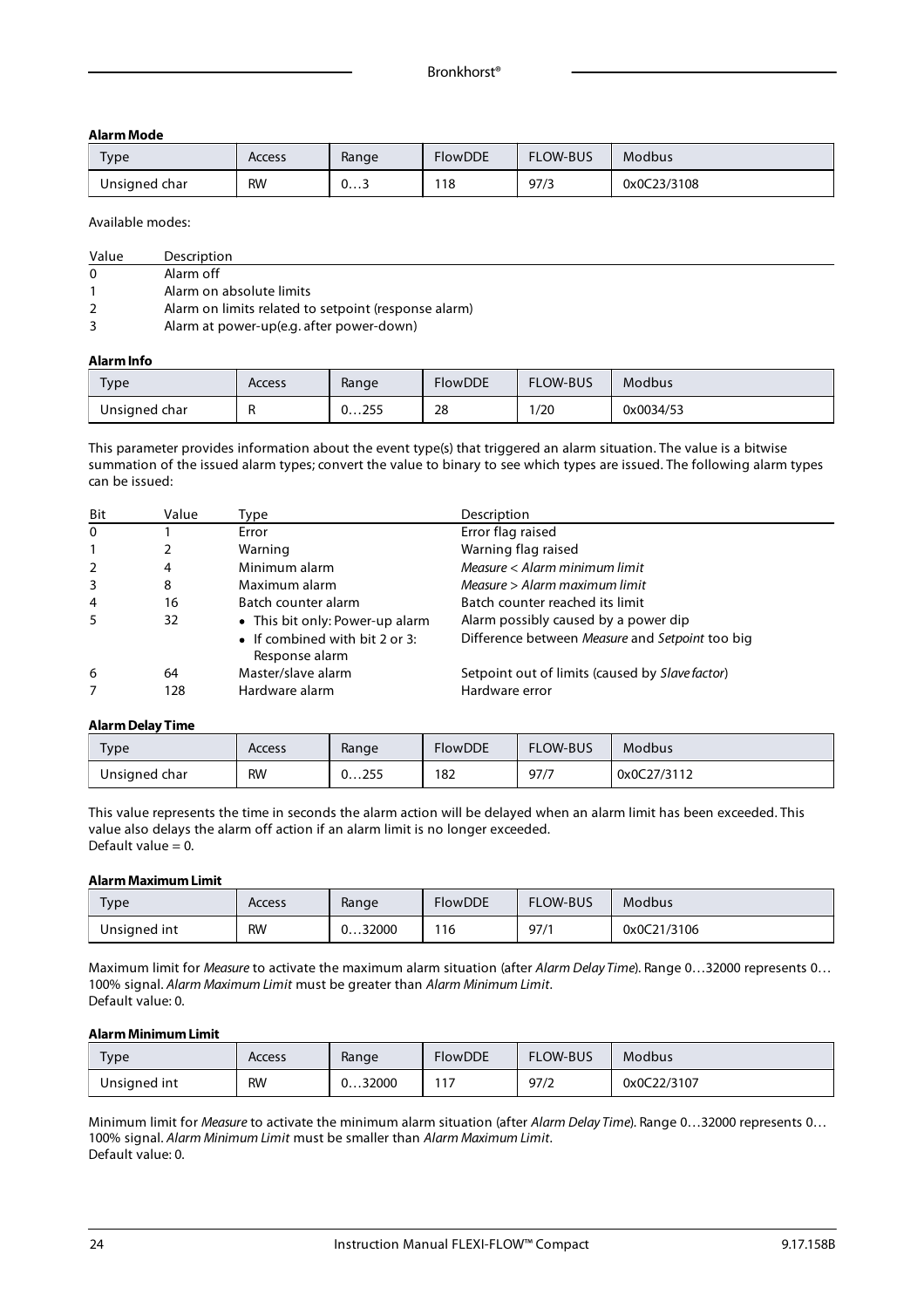#### Alarm Mode

| Type | Access | Range | FlowDDE | FLOW-BUS | Modbus |
|---|---|---|---|---|---|
| Unsigned char | RW | 0…3 | 118 | 97/3 | 0x0C23/3108 |

Available modes:

| Value | Description |
|---|---|
| 0 | Alarm off |
| 1 | Alarm on absolute limits |
| 2 | Alarm on limits related to setpoint (response alarm) |
| 3 | Alarm at power-up(e.g. after power-down) |

#### Alarm Info

| Type | Access | Range | FlowDDE | FLOW-BUS | Modbus |
|---|---|---|---|---|---|
| Unsigned char | R | 0…255 | 28 | 1/20 | 0x0034/53 |

This parameter provides information about the event type(s) that triggered an alarm situation. The value is a bitwise summation of the issued alarm types; convert the value to binary to see which types are issued. The following alarm types can be issued:

| Bit | Value | Type | Description |
|---|---|---|---|
| 0 | 1 | Error | Error flag raised |
| 1 | 2 | Warning | Warning flag raised |
| 2 | 4 | Minimum alarm | *Measure* < *Alarm minimum limit* |
| 3 | 8 | Maximum alarm | *Measure* > *Alarm maximum limit* |
| 4 | 16 | Batch counter alarm | Batch counter reached its limit |
| 5 | 32 | • This bit only: Power-up alarm | Alarm possibly caused by a power dip |
| | | • If combined with bit 2 or 3: Response alarm | Difference between *Measure* and *Setpoint* too big |
| 6 | 64 | Master/slave alarm | Setpoint out of limits (caused by *Slave factor*) |
| 7 | 128 | Hardware alarm | Hardware error |

#### Alarm Delay Time

| Type | Access | Range | FlowDDE | FLOW-BUS | Modbus |
|---|---|---|---|---|---|
| Unsigned char | RW | 0…255 | 182 | 97/7 | 0x0C27/3112 |

This value represents the time in seconds the alarm action will be delayed when an alarm limit has been exceeded. This value also delays the alarm off action if an alarm limit is no longer exceeded.
Default value = 0.

#### Alarm Maximum Limit

| Type | Access | Range | FlowDDE | FLOW-BUS | Modbus |
|---|---|---|---|---|---|
| Unsigned int | RW | 0…32000 | 116 | 97/1 | 0x0C21/3106 |

Maximum limit for *Measure* to activate the maximum alarm situation (after *Alarm Delay Time*). Range 0…32000 represents 0…100% signal. *Alarm Maximum Limit* must be greater than *Alarm Minimum Limit*.
Default value: 0.

#### Alarm Minimum Limit

| Type | Access | Range | FlowDDE | FLOW-BUS | Modbus |
|---|---|---|---|---|---|
| Unsigned int | RW | 0…32000 | 117 | 97/2 | 0x0C22/3107 |

Minimum limit for *Measure* to activate the minimum alarm situation (after *Alarm Delay Time*). Range 0…32000 represents 0…100% signal. *Alarm Minimum Limit* must be smaller than *Alarm Maximum Limit*.
Default value: 0.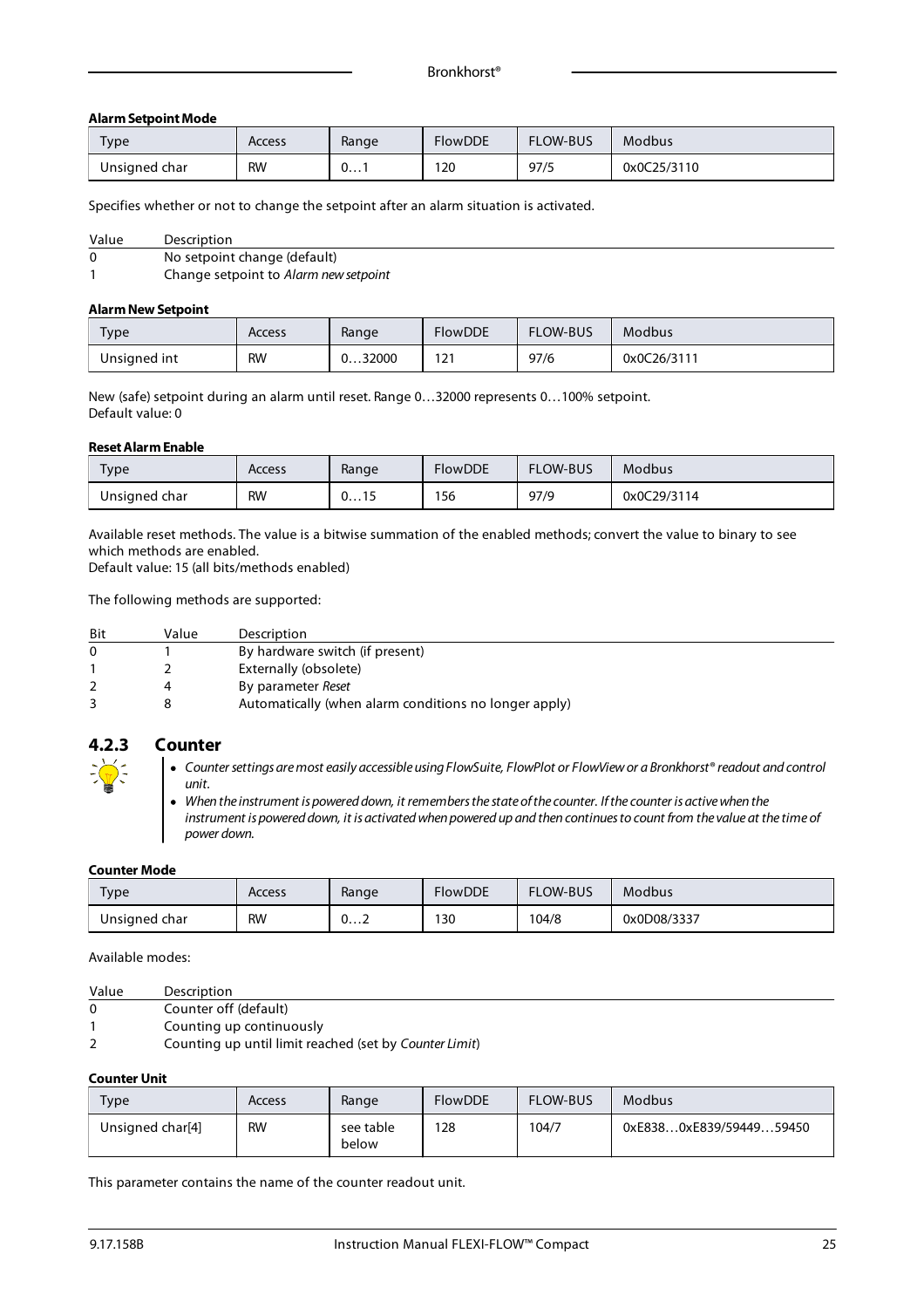**Alarm Setpoint Mode**

| Type | Access | Range | FlowDDE | FLOW-BUS | Modbus |
|---|---|---|---|---|---|
| Unsigned char | RW | 0…1 | 120 | 97/5 | 0x0C25/3110 |

Specifies whether or not to change the setpoint after an alarm situation is activated.

| Value | Description |
|---|---|
| 0 | No setpoint change (default) |
| 1 | Change setpoint to *Alarm new setpoint* |

**Alarm New Setpoint**

| Type | Access | Range | FlowDDE | FLOW-BUS | Modbus |
|---|---|---|---|---|---|
| Unsigned int | RW | 0…32000 | 121 | 97/6 | 0x0C26/3111 |

New (safe) setpoint during an alarm until reset. Range 0…32000 represents 0…100% setpoint.
Default value: 0

**Reset Alarm Enable**

| Type | Access | Range | FlowDDE | FLOW-BUS | Modbus |
|---|---|---|---|---|---|
| Unsigned char | RW | 0…15 | 156 | 97/9 | 0x0C29/3114 |

Available reset methods. The value is a bitwise summation of the enabled methods; convert the value to binary to see which methods are enabled.
Default value: 15 (all bits/methods enabled)

The following methods are supported:

| Bit | Value | Description |
|---|---|---|
| 0 | 1 | By hardware switch (if present) |
| 1 | 2 | Externally (obsolete) |
| 2 | 4 | By parameter *Reset* |
| 3 | 8 | Automatically (when alarm conditions no longer apply) |

### 4.2.3 Counter

- *Counter settings are most easily accessible using FlowSuite, FlowPlot or FlowView or a Bronkhorst® readout and control unit.*
- *When the instrument is powered down, it remembers the state of the counter. If the counter is active when the instrument is powered down, it is activated when powered up and then continues to count from the value at the time of power down.*

**Counter Mode**

| Type | Access | Range | FlowDDE | FLOW-BUS | Modbus |
|---|---|---|---|---|---|
| Unsigned char | RW | 0…2 | 130 | 104/8 | 0x0D08/3337 |

Available modes:

| Value | Description |
|---|---|
| 0 | Counter off (default) |
| 1 | Counting up continuously |
| 2 | Counting up until limit reached (set by *Counter Limit*) |

**Counter Unit**

| Type | Access | Range | FlowDDE | FLOW-BUS | Modbus |
|---|---|---|---|---|---|
| Unsigned char[4] | RW | see table below | 128 | 104/7 | 0xE838…0xE839/59449…59450 |

This parameter contains the name of the counter readout unit.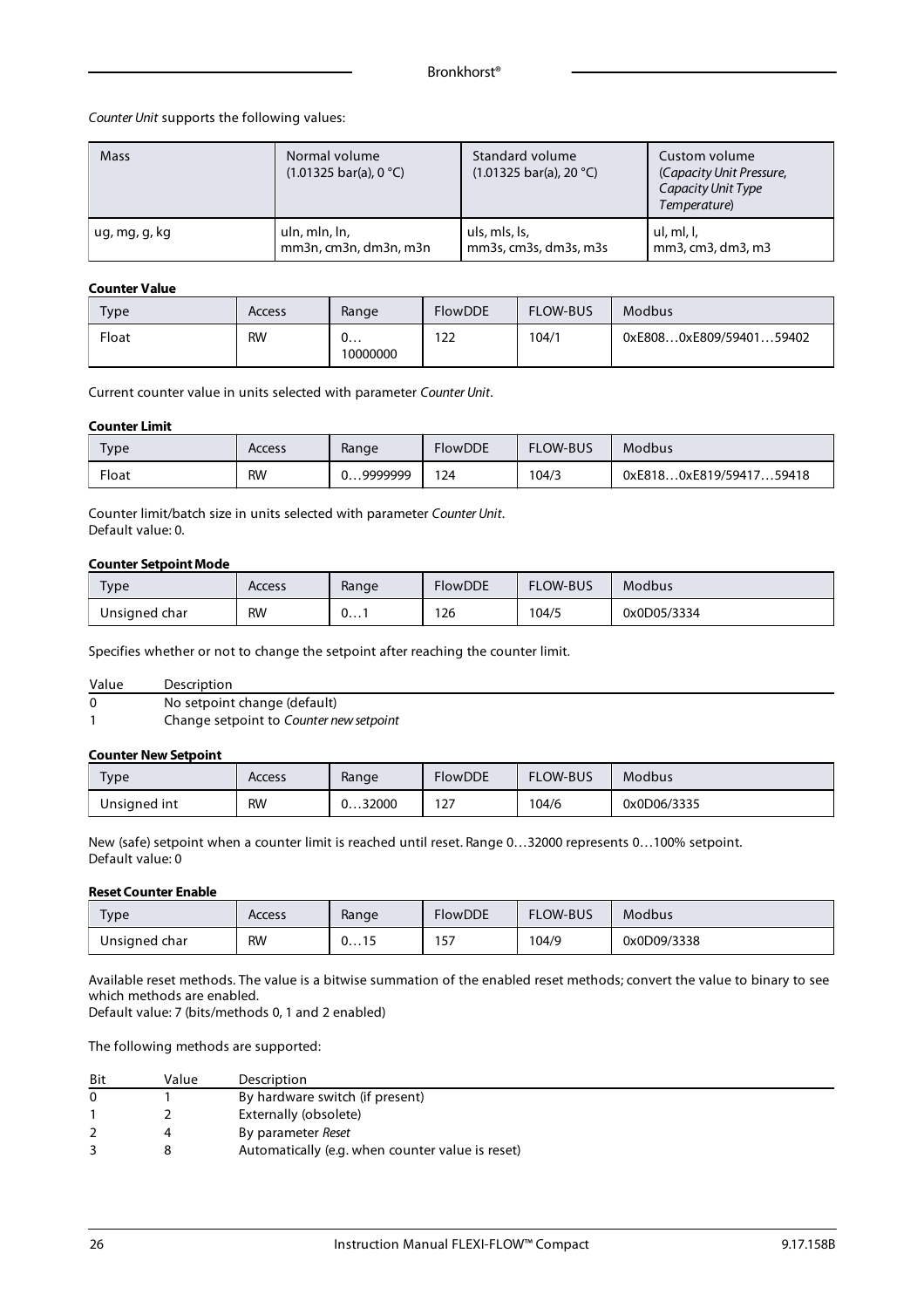*Counter Unit* supports the following values:

| Mass | Normal volume (1.01325 bar(a), 0 °C) | Standard volume (1.01325 bar(a), 20 °C) | Custom volume (*Capacity Unit Pressure, Capacity Unit Type Temperature*) |
|---|---|---|---|
| ug, mg, g, kg | uln, mln, ln, mm3n, cm3n, dm3n, m3n | uls, mls, ls, mm3s, cm3s, dm3s, m3s | ul, ml, l, mm3, cm3, dm3, m3 |

**Counter Value**

| Type | Access | Range | FlowDDE | FLOW-BUS | Modbus |
|---|---|---|---|---|---|
| Float | RW | 0… 10000000 | 122 | 104/1 | 0xE808…0xE809/59401…59402 |

Current counter value in units selected with parameter *Counter Unit*.

**Counter Limit**

| Type | Access | Range | FlowDDE | FLOW-BUS | Modbus |
|---|---|---|---|---|---|
| Float | RW | 0…9999999 | 124 | 104/3 | 0xE818…0xE819/59417…59418 |

Counter limit/batch size in units selected with parameter *Counter Unit*.
Default value: 0.

**Counter Setpoint Mode**

| Type | Access | Range | FlowDDE | FLOW-BUS | Modbus |
|---|---|---|---|---|---|
| Unsigned char | RW | 0…1 | 126 | 104/5 | 0x0D05/3334 |

Specifies whether or not to change the setpoint after reaching the counter limit.

| Value | Description |
|---|---|
| 0 | No setpoint change (default) |
| 1 | Change setpoint to *Counter new setpoint* |

**Counter New Setpoint**

| Type | Access | Range | FlowDDE | FLOW-BUS | Modbus |
|---|---|---|---|---|---|
| Unsigned int | RW | 0…32000 | 127 | 104/6 | 0x0D06/3335 |

New (safe) setpoint when a counter limit is reached until reset. Range 0…32000 represents 0…100% setpoint.
Default value: 0

**Reset Counter Enable**

| Type | Access | Range | FlowDDE | FLOW-BUS | Modbus |
|---|---|---|---|---|---|
| Unsigned char | RW | 0…15 | 157 | 104/9 | 0x0D09/3338 |

Available reset methods. The value is a bitwise summation of the enabled reset methods; convert the value to binary to see which methods are enabled.
Default value: 7 (bits/methods 0, 1 and 2 enabled)

The following methods are supported:

| Bit | Value | Description |
|---|---|---|
| 0 | 1 | By hardware switch (if present) |
| 1 | 2 | Externally (obsolete) |
| 2 | 4 | By parameter *Reset* |
| 3 | 8 | Automatically (e.g. when counter value is reset) |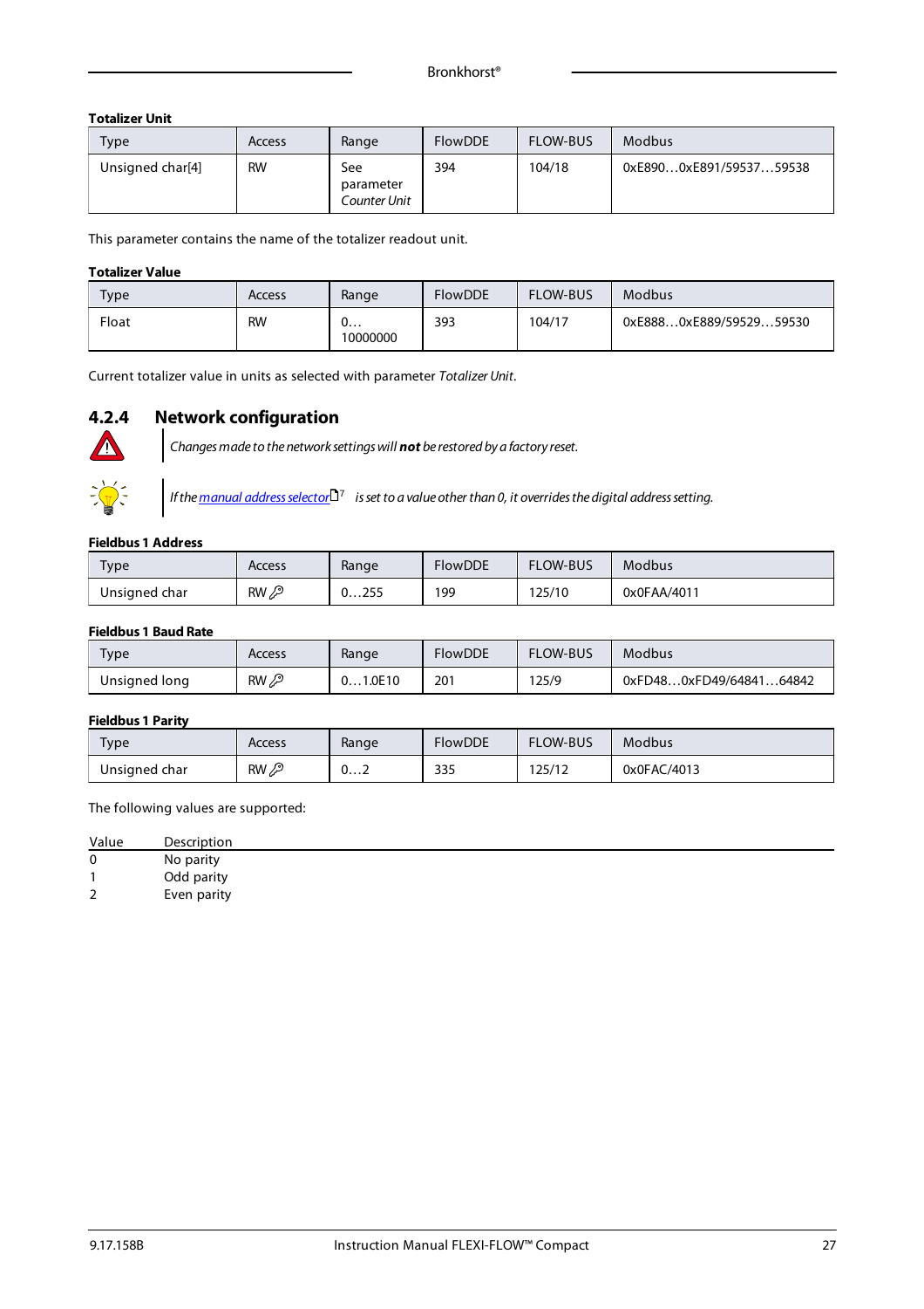**Totalizer Unit**

| Type | Access | Range | FlowDDE | FLOW-BUS | Modbus |
|---|---|---|---|---|---|
| Unsigned char[4] | RW | See parameter *Counter Unit* | 394 | 104/18 | 0xE890…0xE891/59537…59538 |

This parameter contains the name of the totalizer readout unit.

**Totalizer Value**

| Type | Access | Range | FlowDDE | FLOW-BUS | Modbus |
|---|---|---|---|---|---|
| Float | RW | 0… 10000000 | 393 | 104/17 | 0xE888…0xE889/59529…59530 |

Current totalizer value in units as selected with parameter *Totalizer Unit*.

## 4.2.4 Network configuration

*Changes made to the network settings will **not** be restored by a factory reset.*

*If the manual address selector[7] is set to a value other than 0, it overrides the digital address setting.*

**Fieldbus 1 Address**

| Type | Access | Range | FlowDDE | FLOW-BUS | Modbus |
|---|---|---|---|---|---|
| Unsigned char | RW | 0…255 | 199 | 125/10 | 0x0FAA/4011 |

**Fieldbus 1 Baud Rate**

| Type | Access | Range | FlowDDE | FLOW-BUS | Modbus |
|---|---|---|---|---|---|
| Unsigned long | RW | 0…1.0E10 | 201 | 125/9 | 0xFD48…0xFD49/64841…64842 |

**Fieldbus 1 Parity**

| Type | Access | Range | FlowDDE | FLOW-BUS | Modbus |
|---|---|---|---|---|---|
| Unsigned char | RW | 0…2 | 335 | 125/12 | 0x0FAC/4013 |

The following values are supported:

| Value | Description |
|---|---|
| 0 | No parity |
| 1 | Odd parity |
| 2 | Even parity |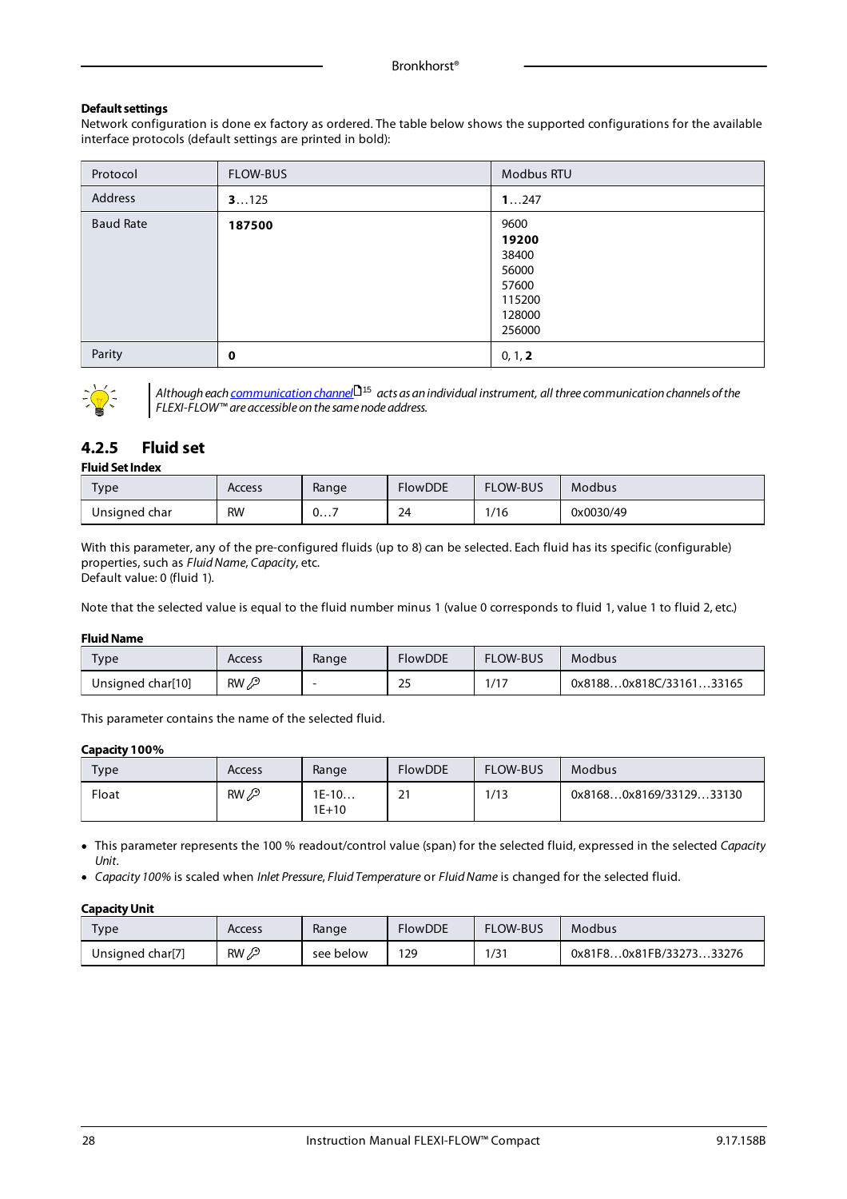**Default settings**

Network configuration is done ex factory as ordered. The table below shows the supported configurations for the available interface protocols (default settings are printed in bold):

| Protocol | FLOW-BUS | Modbus RTU |
|---|---|---|
| Address | **3**…125 | **1**…247 |
| Baud Rate | **187500** | 9600<br>**19200**<br>38400<br>56000<br>57600<br>115200<br>128000<br>256000 |
| Parity | **0** | 0, 1, **2** |

*Although each communication channel[15] acts as an individual instrument, all three communication channels of the FLEXI-FLOW™ are accessible on the same node address.*

## 4.2.5 Fluid set

**Fluid Set Index**

| Type | Access | Range | FlowDDE | FLOW-BUS | Modbus |
|---|---|---|---|---|---|
| Unsigned char | RW | 0…7 | 24 | 1/16 | 0x0030/49 |

With this parameter, any of the pre-configured fluids (up to 8) can be selected. Each fluid has its specific (configurable) properties, such as *Fluid Name*, *Capacity*, etc.
Default value: 0 (fluid 1).

Note that the selected value is equal to the fluid number minus 1 (value 0 corresponds to fluid 1, value 1 to fluid 2, etc.)

**Fluid Name**

| Type | Access | Range | FlowDDE | FLOW-BUS | Modbus |
|---|---|---|---|---|---|
| Unsigned char[10] | RW 🔑 | - | 25 | 1/17 | 0x8188…0x818C/33161…33165 |

This parameter contains the name of the selected fluid.

**Capacity 100%**

| Type | Access | Range | FlowDDE | FLOW-BUS | Modbus |
|---|---|---|---|---|---|
| Float | RW 🔑 | 1E-10… 1E+10 | 21 | 1/13 | 0x8168…0x8169/33129…33130 |

- This parameter represents the 100 % readout/control value (span) for the selected fluid, expressed in the selected *Capacity Unit*.
- *Capacity 100%* is scaled when *Inlet Pressure*, *Fluid Temperature* or *Fluid Name* is changed for the selected fluid.

**Capacity Unit**

| Type | Access | Range | FlowDDE | FLOW-BUS | Modbus |
|---|---|---|---|---|---|
| Unsigned char[7] | RW 🔑 | see below | 129 | 1/31 | 0x81F8…0x81FB/33273…33276 |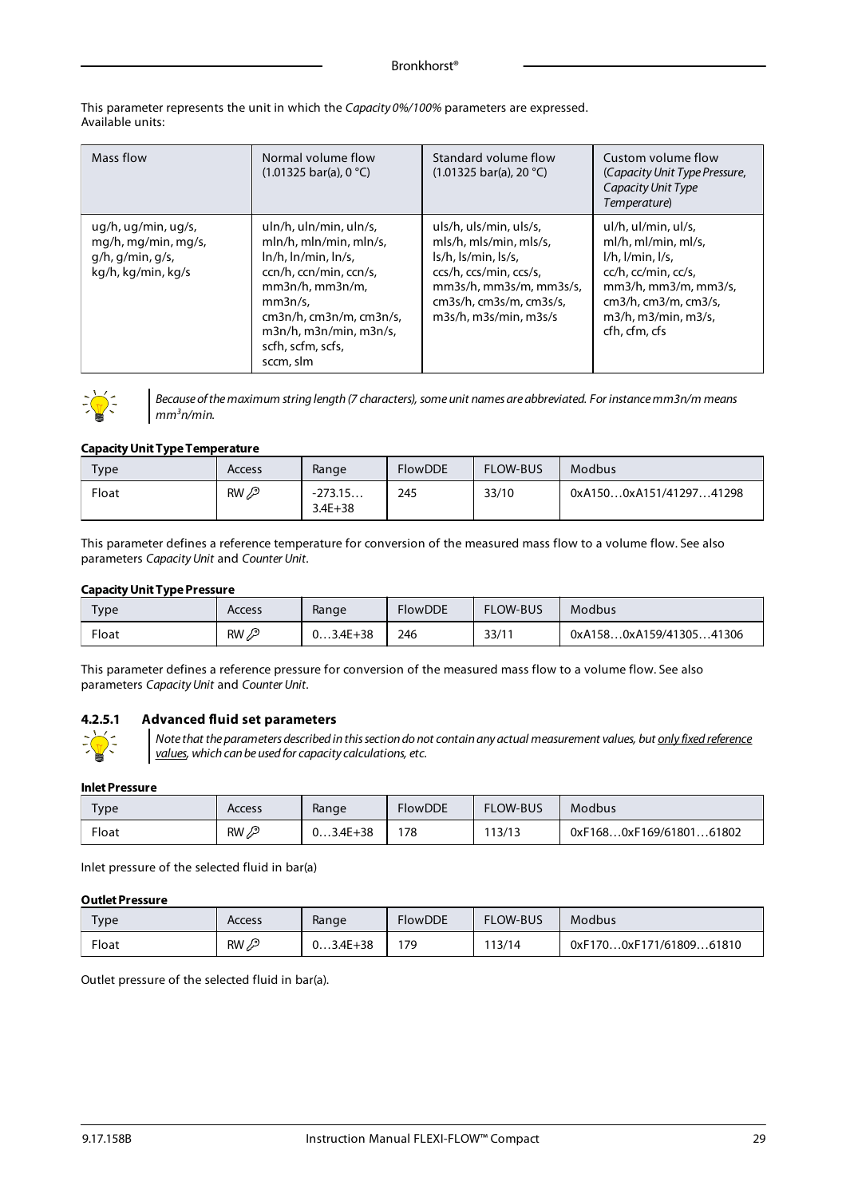This parameter represents the unit in which the *Capacity 0%/100%* parameters are expressed.
Available units:

| Mass flow | Normal volume flow (1.01325 bar(a), 0 °C) | Standard volume flow (1.01325 bar(a), 20 °C) | Custom volume flow (*Capacity Unit Type Pressure, Capacity Unit Type Temperature*) |
|---|---|---|---|
| ug/h, ug/min, ug/s, mg/h, mg/min, mg/s, g/h, g/min, g/s, kg/h, kg/min, kg/s | uln/h, uln/min, uln/s, mln/h, mln/min, mln/s, ln/h, ln/min, ln/s, ccn/h, ccn/min, ccn/s, mm3n/h, mm3n/m, mm3n/s, cm3n/h, cm3n/m, cm3n/s, m3n/h, m3n/min, m3n/s, scfh, scfm, scfs, sccm, slm | uls/h, uls/min, uls/s, mls/h, mls/min, mls/s, ls/h, ls/min, ls/s, ccs/h, ccs/min, ccs/s, mm3s/h, mm3s/m, mm3s/s, cm3s/h, cm3s/m, cm3s/s, m3s/h, m3s/min, m3s/s | ul/h, ul/min, ul/s, ml/h, ml/min, ml/s, l/h, l/min, l/s, cc/h, cc/min, cc/s, mm3/h, mm3/m, mm3/s, cm3/h, cm3/m, cm3/s, m3/h, m3/min, m3/s, cfh, cfm, cfs |

*Because of the maximum string length (7 characters), some unit names are abbreviated. For instance mm3n/m means mm$^3$n/min.*

**Capacity Unit Type Temperature**

| Type | Access | Range | FlowDDE | FLOW-BUS | Modbus |
|---|---|---|---|---|---|
| Float | RW 🔑 | -273.15… 3.4E+38 | 245 | 33/10 | 0xA150…0xA151/41297…41298 |

This parameter defines a reference temperature for conversion of the measured mass flow to a volume flow. See also parameters *Capacity Unit* and *Counter Unit*.

**Capacity Unit Type Pressure**

| Type | Access | Range | FlowDDE | FLOW-BUS | Modbus |
|---|---|---|---|---|---|
| Float | RW 🔑 | 0…3.4E+38 | 246 | 33/11 | 0xA158…0xA159/41305…41306 |

This parameter defines a reference pressure for conversion of the measured mass flow to a volume flow. See also parameters *Capacity Unit* and *Counter Unit*.

### 4.2.5.1 Advanced fluid set parameters

*Note that the parameters described in this section do not contain any actual measurement values, but only fixed reference values, which can be used for capacity calculations, etc.*

**Inlet Pressure**

| Type | Access | Range | FlowDDE | FLOW-BUS | Modbus |
|---|---|---|---|---|---|
| Float | RW 🔑 | 0…3.4E+38 | 178 | 113/13 | 0xF168…0xF169/61801…61802 |

Inlet pressure of the selected fluid in bar(a)

**Outlet Pressure**

| Type | Access | Range | FlowDDE | FLOW-BUS | Modbus |
|---|---|---|---|---|---|
| Float | RW 🔑 | 0…3.4E+38 | 179 | 113/14 | 0xF170…0xF171/61809…61810 |

Outlet pressure of the selected fluid in bar(a).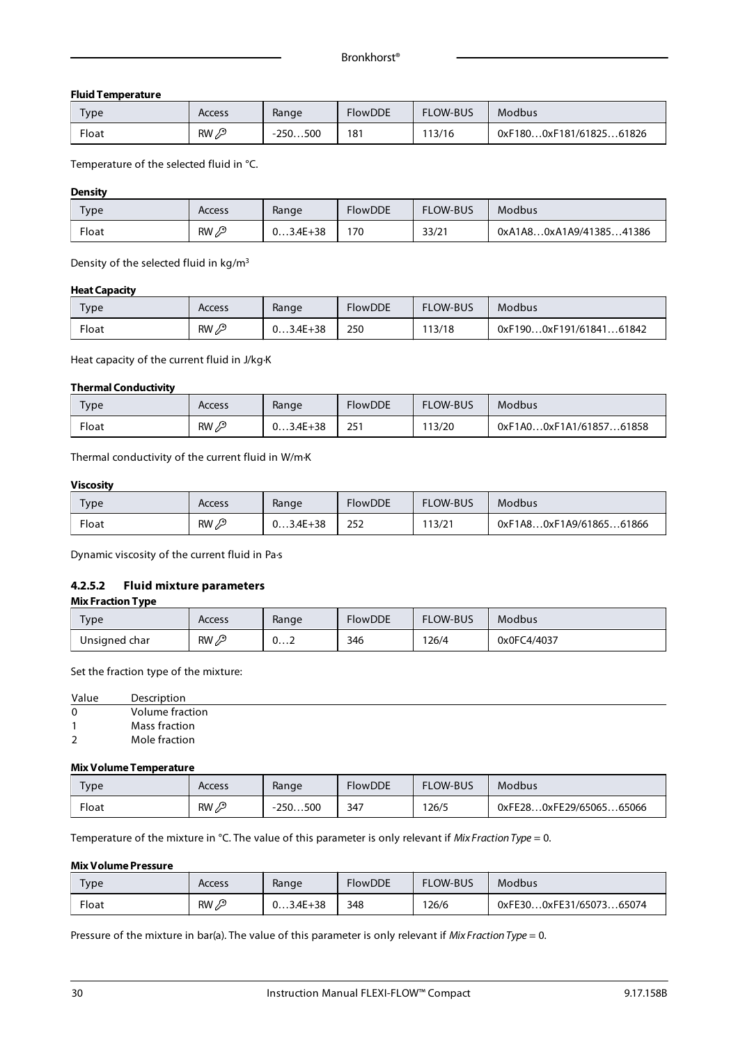**Fluid Temperature**

| Type | Access | Range | FlowDDE | FLOW-BUS | Modbus |
|---|---|---|---|---|---|
| Float | RW 🔑 | -250…500 | 181 | 113/16 | 0xF180…0xF181/61825…61826 |

Temperature of the selected fluid in °C.

**Density**

| Type | Access | Range | FlowDDE | FLOW-BUS | Modbus |
|---|---|---|---|---|---|
| Float | RW 🔑 | 0…3.4E+38 | 170 | 33/21 | 0xA1A8…0xA1A9/41385…41386 |

Density of the selected fluid in kg/m³

**Heat Capacity**

| Type | Access | Range | FlowDDE | FLOW-BUS | Modbus |
|---|---|---|---|---|---|
| Float | RW 🔑 | 0…3.4E+38 | 250 | 113/18 | 0xF190…0xF191/61841…61842 |

Heat capacity of the current fluid in J/kg·K

**Thermal Conductivity**

| Type | Access | Range | FlowDDE | FLOW-BUS | Modbus |
|---|---|---|---|---|---|
| Float | RW 🔑 | 0…3.4E+38 | 251 | 113/20 | 0xF1A0…0xF1A1/61857…61858 |

Thermal conductivity of the current fluid in W/m·K

**Viscosity**

| Type | Access | Range | FlowDDE | FLOW-BUS | Modbus |
|---|---|---|---|---|---|
| Float | RW 🔑 | 0…3.4E+38 | 252 | 113/21 | 0xF1A8…0xF1A9/61865…61866 |

Dynamic viscosity of the current fluid in Pa·s

### 4.2.5.2 Fluid mixture parameters

**Mix Fraction Type**

| Type | Access | Range | FlowDDE | FLOW-BUS | Modbus |
|---|---|---|---|---|---|
| Unsigned char | RW 🔑 | 0…2 | 346 | 126/4 | 0x0FC4/4037 |

Set the fraction type of the mixture:

| Value | Description |
|---|---|
| 0 | Volume fraction |
| 1 | Mass fraction |
| 2 | Mole fraction |

**Mix Volume Temperature**

| Type | Access | Range | FlowDDE | FLOW-BUS | Modbus |
|---|---|---|---|---|---|
| Float | RW 🔑 | -250…500 | 347 | 126/5 | 0xFE28…0xFE29/65065…65066 |

Temperature of the mixture in °C. The value of this parameter is only relevant if *Mix Fraction Type* = 0.

**Mix Volume Pressure**

| Type | Access | Range | FlowDDE | FLOW-BUS | Modbus |
|---|---|---|---|---|---|
| Float | RW 🔑 | 0…3.4E+38 | 348 | 126/6 | 0xFE30…0xFE31/65073…65074 |

Pressure of the mixture in bar(a). The value of this parameter is only relevant if *Mix Fraction Type* = 0.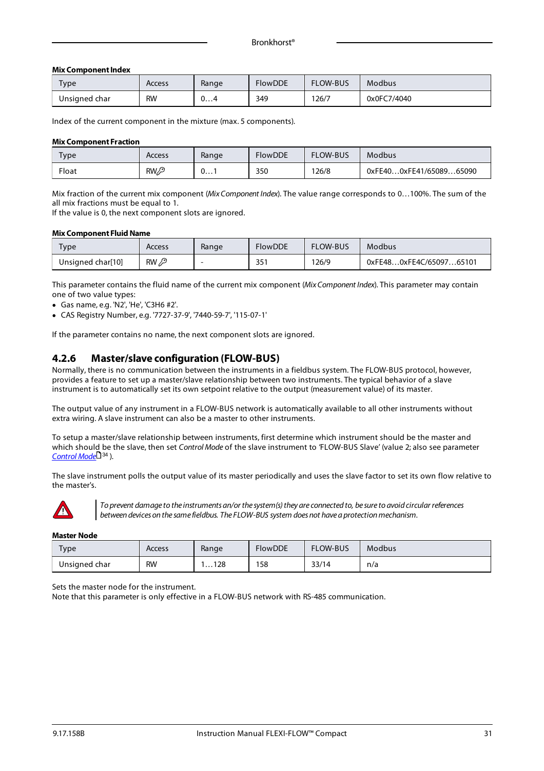**Mix Component Index**

| Type | Access | Range | FlowDDE | FLOW-BUS | Modbus |
|---|---|---|---|---|---|
| Unsigned char | RW | 0…4 | 349 | 126/7 | 0x0FC7/4040 |

Index of the current component in the mixture (max. 5 components).

**Mix Component Fraction**

| Type | Access | Range | FlowDDE | FLOW-BUS | Modbus |
|---|---|---|---|---|---|
| Float | RW🔑 | 0…1 | 350 | 126/8 | 0xFE40…0xFE41/65089…65090 |

Mix fraction of the current mix component (*Mix Component Index*). The value range corresponds to 0…100%. The sum of the all mix fractions must be equal to 1.
If the value is 0, the next component slots are ignored.

**Mix Component Fluid Name**

| Type | Access | Range | FlowDDE | FLOW-BUS | Modbus |
|---|---|---|---|---|---|
| Unsigned char[10] | RW 🔑 | - | 351 | 126/9 | 0xFE48…0xFE4C/65097…65101 |

This parameter contains the fluid name of the current mix component (*Mix Component Index*). This parameter may contain one of two value types:

- Gas name, e.g. 'N2', 'He', 'C3H6 #2'.
- CAS Registry Number, e.g. '7727-37-9', '7440-59-7', '115-07-1'

If the parameter contains no name, the next component slots are ignored.

## 4.2.6 Master/slave configuration (FLOW-BUS)

Normally, there is no communication between the instruments in a fieldbus system. The FLOW-BUS protocol, however, provides a feature to set up a master/slave relationship between two instruments. The typical behavior of a slave instrument is to automatically set its own setpoint relative to the output (measurement value) of its master.

The output value of any instrument in a FLOW-BUS network is automatically available to all other instruments without extra wiring. A slave instrument can also be a master to other instruments.

To setup a master/slave relationship between instruments, first determine which instrument should be the master and which should be the slave, then set *Control Mode* of the slave instrument to 'FLOW-BUS Slave' (value 2; also see parameter *Control Mode* 34 ).

The slave instrument polls the output value of its master periodically and uses the slave factor to set its own flow relative to the master's.

*To prevent damage to the instruments an/or the system(s) they are connected to, be sure to avoid circular references between devices on the same fieldbus. The FLOW-BUS system does not have a protection mechanism.*

**Master Node**

| Type | Access | Range | FlowDDE | FLOW-BUS | Modbus |
|---|---|---|---|---|---|
| Unsigned char | RW | 1…128 | 158 | 33/14 | n/a |

Sets the master node for the instrument.
Note that this parameter is only effective in a FLOW-BUS network with RS-485 communication.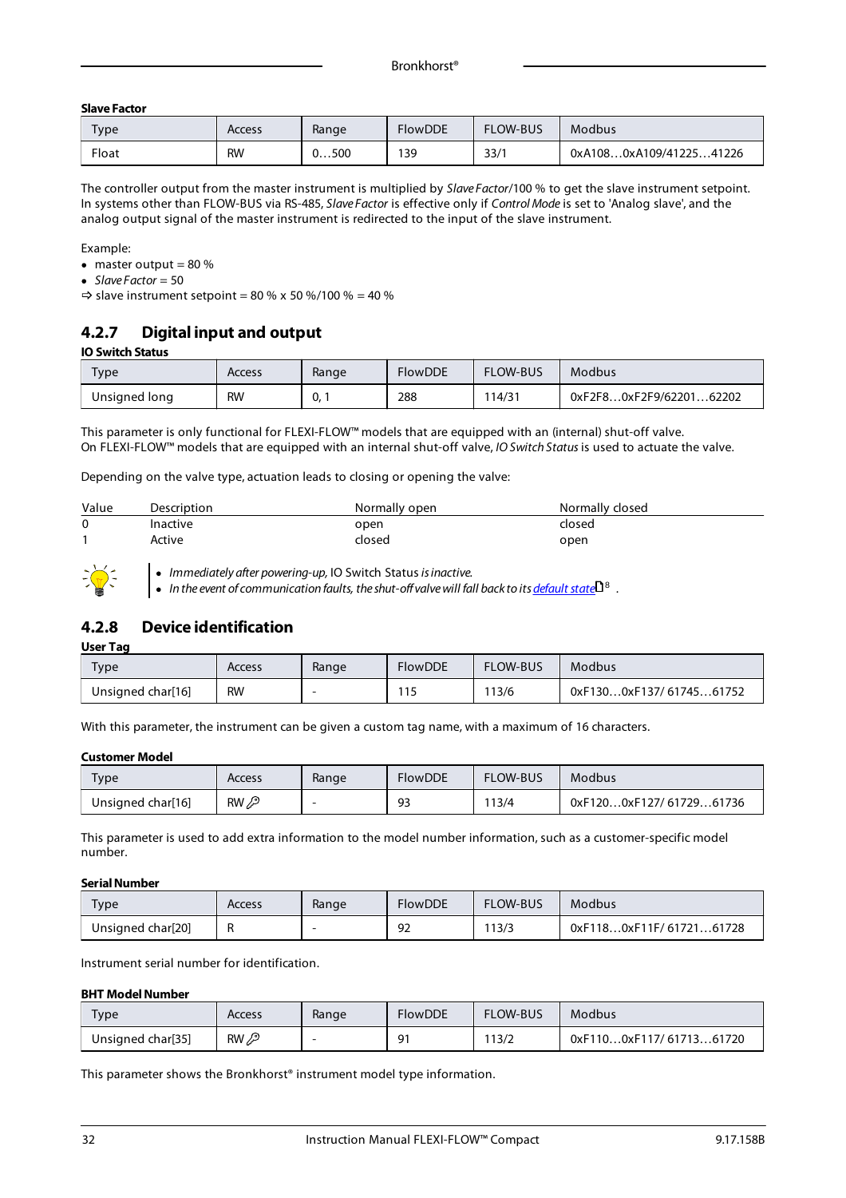**Slave Factor**

| Type | Access | Range | FlowDDE | FLOW-BUS | Modbus |
|---|---|---|---|---|---|
| Float | RW | 0…500 | 139 | 33/1 | 0xA108…0xA109/41225…41226 |

The controller output from the master instrument is multiplied by *Slave Factor*/100 % to get the slave instrument setpoint. In systems other than FLOW-BUS via RS-485, *Slave Factor* is effective only if *Control Mode* is set to 'Analog slave', and the analog output signal of the master instrument is redirected to the input of the slave instrument.

Example:

- master output = 80 %
- *Slave Factor* = 50

⇨ slave instrument setpoint = 80 % x 50 %/100 % = 40 %

## 4.2.7 Digital input and output

**IO Switch Status**

| Type | Access | Range | FlowDDE | FLOW-BUS | Modbus |
|---|---|---|---|---|---|
| Unsigned long | RW | 0, 1 | 288 | 114/31 | 0xF2F8…0xF2F9/62201…62202 |

This parameter is only functional for FLEXI-FLOW™ models that are equipped with an (internal) shut-off valve.
On FLEXI-FLOW™ models that are equipped with an internal shut-off valve, *IO Switch Status* is used to actuate the valve.

Depending on the valve type, actuation leads to closing or opening the valve:

| Value | Description | Normally open | Normally closed |
|---|---|---|---|
| 0 | Inactive | open | closed |
| 1 | Active | closed | open |

- *Immediately after powering-up,* IO Switch Status *is inactive.*
- *In the event of communication faults, the shut-off valve will fall back to its default state* [8] .

## 4.2.8 Device identification

**User Tag**

| Type | Access | Range | FlowDDE | FLOW-BUS | Modbus |
|---|---|---|---|---|---|
| Unsigned char[16] | RW | - | 115 | 113/6 | 0xF130…0xF137/ 61745…61752 |

With this parameter, the instrument can be given a custom tag name, with a maximum of 16 characters.

**Customer Model**

| Type | Access | Range | FlowDDE | FLOW-BUS | Modbus |
|---|---|---|---|---|---|
| Unsigned char[16] | RW 🔑 | - | 93 | 113/4 | 0xF120…0xF127/ 61729…61736 |

This parameter is used to add extra information to the model number information, such as a customer-specific model number.

**Serial Number**

| Type | Access | Range | FlowDDE | FLOW-BUS | Modbus |
|---|---|---|---|---|---|
| Unsigned char[20] | R | - | 92 | 113/3 | 0xF118…0xF11F/ 61721…61728 |

Instrument serial number for identification.

**BHT Model Number**

| Type | Access | Range | FlowDDE | FLOW-BUS | Modbus |
|---|---|---|---|---|---|
| Unsigned char[35] | RW 🔑 | - | 91 | 113/2 | 0xF110…0xF117/ 61713…61720 |

This parameter shows the Bronkhorst® instrument model type information.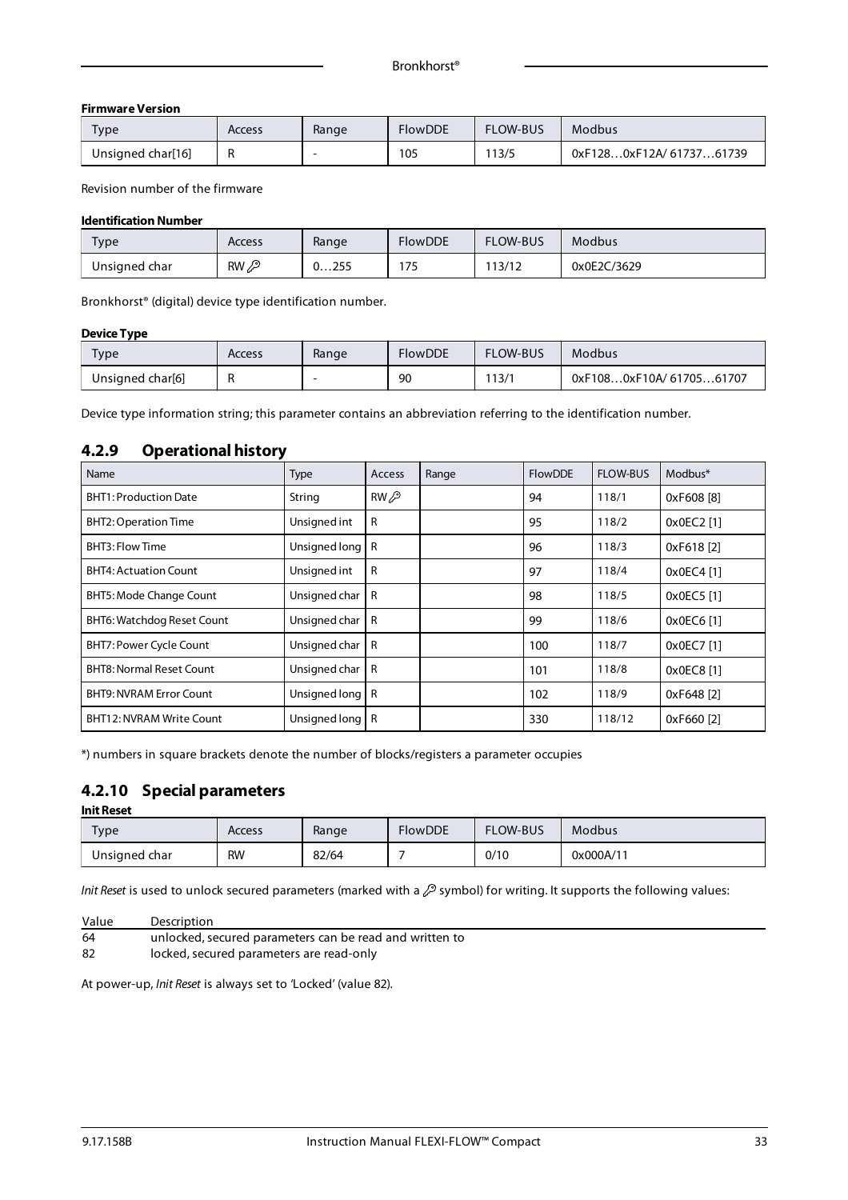**Firmware Version**

| Type | Access | Range | FlowDDE | FLOW-BUS | Modbus |
|---|---|---|---|---|---|
| Unsigned char[16] | R | - | 105 | 113/5 | 0xF128…0xF12A/ 61737…61739 |

Revision number of the firmware

**Identification Number**

| Type | Access | Range | FlowDDE | FLOW-BUS | Modbus |
|---|---|---|---|---|---|
| Unsigned char | RW 🔑 | 0…255 | 175 | 113/12 | 0x0E2C/3629 |

Bronkhorst® (digital) device type identification number.

**Device Type**

| Type | Access | Range | FlowDDE | FLOW-BUS | Modbus |
|---|---|---|---|---|---|
| Unsigned char[6] | R | - | 90 | 113/1 | 0xF108…0xF10A/ 61705…61707 |

Device type information string; this parameter contains an abbreviation referring to the identification number.

### 4.2.9 Operational history

| Name | Type | Access | Range | FlowDDE | FLOW-BUS | Modbus* |
|---|---|---|---|---|---|---|
| BHT1: Production Date | String | RW 🔑 | | 94 | 118/1 | 0xF608 [8] |
| BHT2: Operation Time | Unsigned int | R | | 95 | 118/2 | 0x0EC2 [1] |
| BHT3: Flow Time | Unsigned long | R | | 96 | 118/3 | 0xF618 [2] |
| BHT4: Actuation Count | Unsigned int | R | | 97 | 118/4 | 0x0EC4 [1] |
| BHT5: Mode Change Count | Unsigned char | R | | 98 | 118/5 | 0x0EC5 [1] |
| BHT6: Watchdog Reset Count | Unsigned char | R | | 99 | 118/6 | 0x0EC6 [1] |
| BHT7: Power Cycle Count | Unsigned char | R | | 100 | 118/7 | 0x0EC7 [1] |
| BHT8: Normal Reset Count | Unsigned char | R | | 101 | 118/8 | 0x0EC8 [1] |
| BHT9: NVRAM Error Count | Unsigned long | R | | 102 | 118/9 | 0xF648 [2] |
| BHT12: NVRAM Write Count | Unsigned long | R | | 330 | 118/12 | 0xF660 [2] |

*) numbers in square brackets denote the number of blocks/registers a parameter occupies

### 4.2.10 Special parameters

**Init Reset**

| Type | Access | Range | FlowDDE | FLOW-BUS | Modbus |
|---|---|---|---|---|---|
| Unsigned char | RW | 82/64 | 7 | 0/10 | 0x000A/11 |

*Init Reset* is used to unlock secured parameters (marked with a 🔑 symbol) for writing. It supports the following values:

| Value | Description |
|---|---|
| 64 | unlocked, secured parameters can be read and written to |
| 82 | locked, secured parameters are read-only |

At power-up, *Init Reset* is always set to 'Locked' (value 82).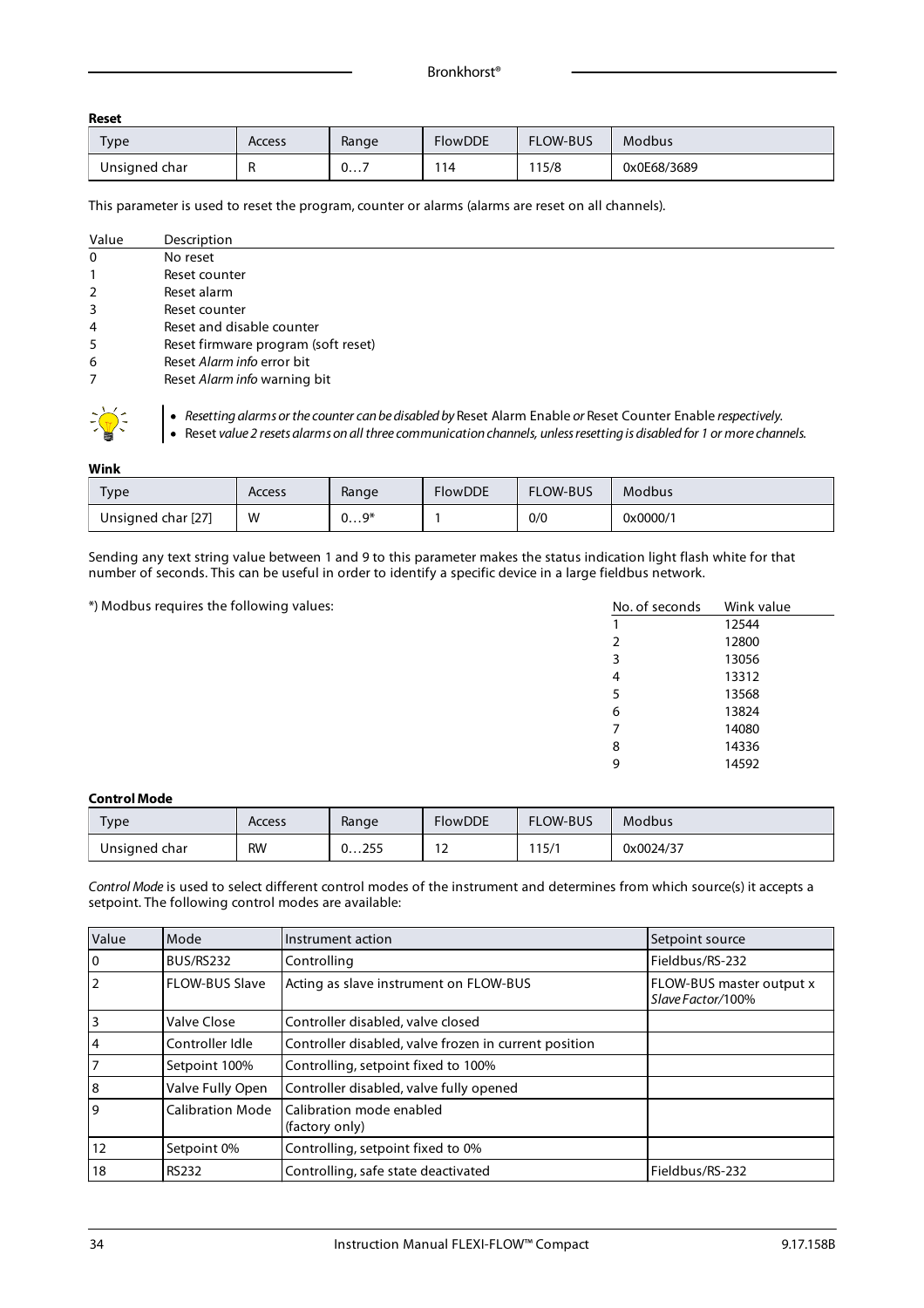**Reset**

| Type | Access | Range | FlowDDE | FLOW-BUS | Modbus |
|---|---|---|---|---|---|
| Unsigned char | R | 0…7 | 114 | 115/8 | 0x0E68/3689 |

This parameter is used to reset the program, counter or alarms (alarms are reset on all channels).

| Value | Description |
|---|---|
| 0 | No reset |
| 1 | Reset counter |
| 2 | Reset alarm |
| 3 | Reset counter |
| 4 | Reset and disable counter |
| 5 | Reset firmware program (soft reset) |
| 6 | Reset *Alarm info* error bit |
| 7 | Reset *Alarm info* warning bit |

- *Resetting alarms or the counter can be disabled by* Reset Alarm Enable *or* Reset Counter Enable *respectively.*
- Reset *value 2 resets alarms on all three communication channels, unless resetting is disabled for 1 or more channels.*

**Wink**

| Type | Access | Range | FlowDDE | FLOW-BUS | Modbus |
|---|---|---|---|---|---|
| Unsigned char [27] | W | 0…9* | 1 | 0/0 | 0x0000/1 |

Sending any text string value between 1 and 9 to this parameter makes the status indication light flash white for that number of seconds. This can be useful in order to identify a specific device in a large fieldbus network.

*) Modbus requires the following values:

| No. of seconds | Wink value |
|---|---|
| 1 | 12544 |
| 2 | 12800 |
| 3 | 13056 |
| 4 | 13312 |
| 5 | 13568 |
| 6 | 13824 |
| 7 | 14080 |
| 8 | 14336 |
| 9 | 14592 |

**Control Mode**

| Type | Access | Range | FlowDDE | FLOW-BUS | Modbus |
|---|---|---|---|---|---|
| Unsigned char | RW | 0…255 | 12 | 115/1 | 0x0024/37 |

*Control Mode* is used to select different control modes of the instrument and determines from which source(s) it accepts a setpoint. The following control modes are available:

| Value | Mode | Instrument action | Setpoint source |
|---|---|---|---|
| 0 | BUS/RS232 | Controlling | Fieldbus/RS-232 |
| 2 | FLOW-BUS Slave | Acting as slave instrument on FLOW-BUS | FLOW-BUS master output x *Slave Factor*/100% |
| 3 | Valve Close | Controller disabled, valve closed | |
| 4 | Controller Idle | Controller disabled, valve frozen in current position | |
| 7 | Setpoint 100% | Controlling, setpoint fixed to 100% | |
| 8 | Valve Fully Open | Controller disabled, valve fully opened | |
| 9 | Calibration Mode | Calibration mode enabled (factory only) | |
| 12 | Setpoint 0% | Controlling, setpoint fixed to 0% | |
| 18 | RS232 | Controlling, safe state deactivated | Fieldbus/RS-232 |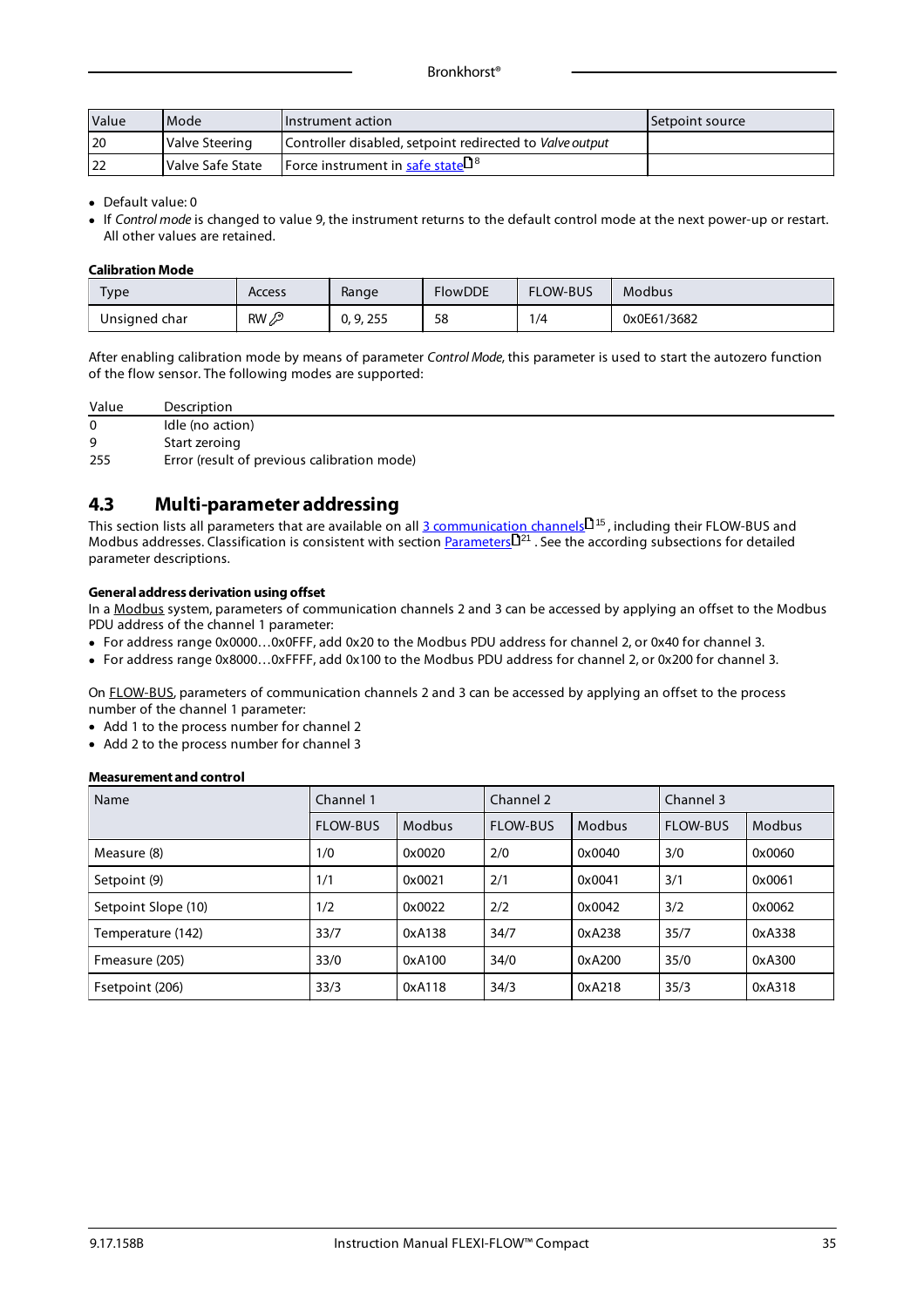| Value | Mode | Instrument action | Setpoint source |
|---|---|---|---|
| 20 | Valve Steering | Controller disabled, setpoint redirected to *Valve output* | |
| 22 | Valve Safe State | Force instrument in safe state 8 | |

- Default value: 0
- If *Control mode* is changed to value 9, the instrument returns to the default control mode at the next power-up or restart. All other values are retained.

**Calibration Mode**

| Type | Access | Range | FlowDDE | FLOW-BUS | Modbus |
|---|---|---|---|---|---|
| Unsigned char | RW | 0, 9, 255 | 58 | 1/4 | 0x0E61/3682 |

After enabling calibration mode by means of parameter *Control Mode*, this parameter is used to start the autozero function of the flow sensor. The following modes are supported:

| Value | Description |
|---|---|
| 0 | Idle (no action) |
| 9 | Start zeroing |
| 255 | Error (result of previous calibration mode) |

## 4.3 Multi-parameter addressing

This section lists all parameters that are available on all 3 communication channels 15, including their FLOW-BUS and Modbus addresses. Classification is consistent with section Parameters 21. See the according subsections for detailed parameter descriptions.

**General address derivation using offset**

In a Modbus system, parameters of communication channels 2 and 3 can be accessed by applying an offset to the Modbus PDU address of the channel 1 parameter:

- For address range 0x0000…0x0FFF, add 0x20 to the Modbus PDU address for channel 2, or 0x40 for channel 3.
- For address range 0x8000…0xFFFF, add 0x100 to the Modbus PDU address for channel 2, or 0x200 for channel 3.

On FLOW-BUS, parameters of communication channels 2 and 3 can be accessed by applying an offset to the process number of the channel 1 parameter:

- Add 1 to the process number for channel 2
- Add 2 to the process number for channel 3

**Measurement and control**

| Name | Channel 1 | | Channel 2 | | Channel 3 | |
|---|---|---|---|---|---|---|
| | FLOW-BUS | Modbus | FLOW-BUS | Modbus | FLOW-BUS | Modbus |
| Measure (8) | 1/0 | 0x0020 | 2/0 | 0x0040 | 3/0 | 0x0060 |
| Setpoint (9) | 1/1 | 0x0021 | 2/1 | 0x0041 | 3/1 | 0x0061 |
| Setpoint Slope (10) | 1/2 | 0x0022 | 2/2 | 0x0042 | 3/2 | 0x0062 |
| Temperature (142) | 33/7 | 0xA138 | 34/7 | 0xA238 | 35/7 | 0xA338 |
| Fmeasure (205) | 33/0 | 0xA100 | 34/0 | 0xA200 | 35/0 | 0xA300 |
| Fsetpoint (206) | 33/3 | 0xA118 | 34/3 | 0xA218 | 35/3 | 0xA318 |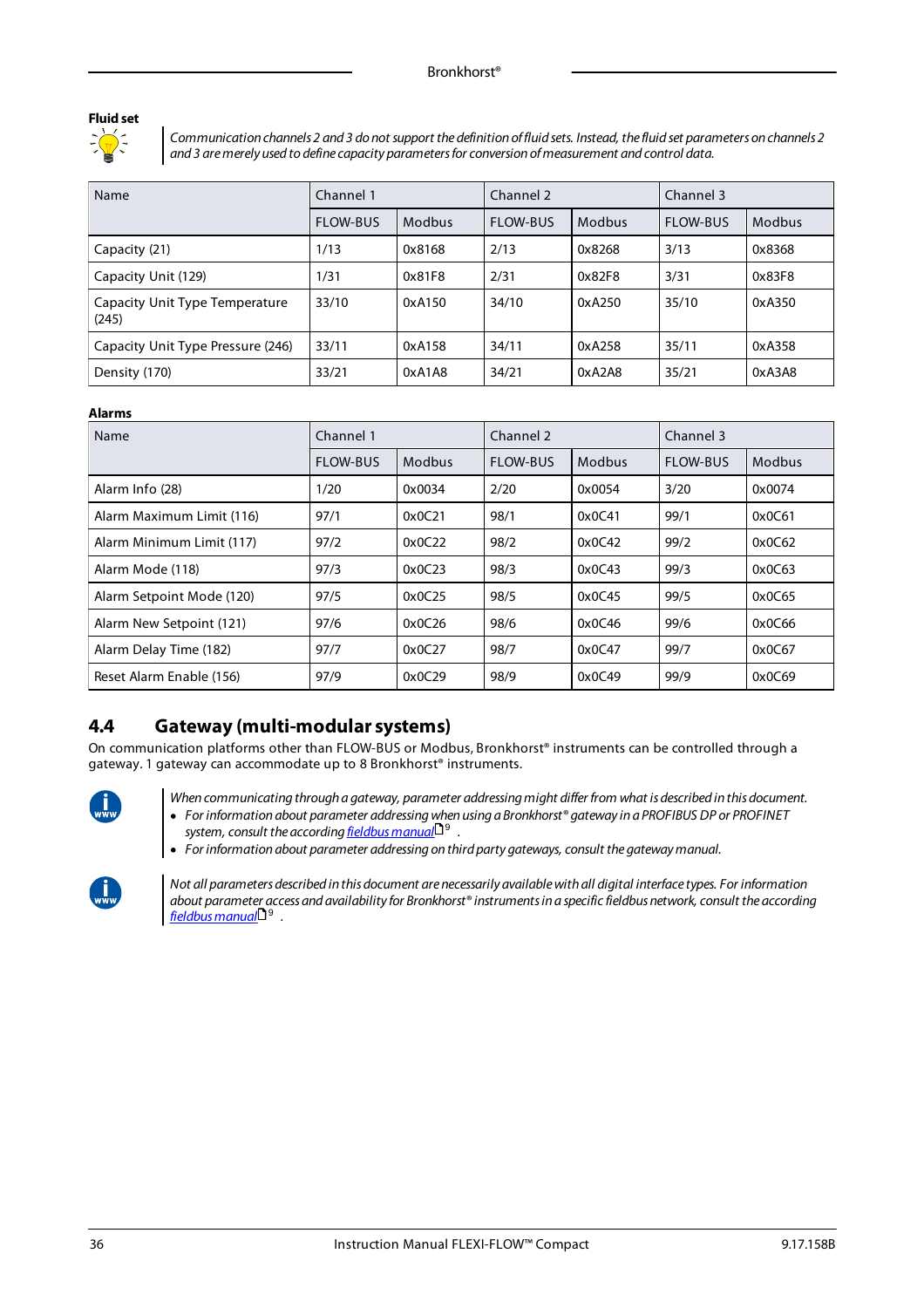**Fluid set**

*Communication channels 2 and 3 do not support the definition of fluid sets. Instead, the fluid set parameters on channels 2 and 3 are merely used to define capacity parameters for conversion of measurement and control data.*

| Name | Channel 1 | | Channel 2 | | Channel 3 | |
|---|---|---|---|---|---|---|
| | FLOW-BUS | Modbus | FLOW-BUS | Modbus | FLOW-BUS | Modbus |
| Capacity (21) | 1/13 | 0x8168 | 2/13 | 0x8268 | 3/13 | 0x8368 |
| Capacity Unit (129) | 1/31 | 0x81F8 | 2/31 | 0x82F8 | 3/31 | 0x83F8 |
| Capacity Unit Type Temperature (245) | 33/10 | 0xA150 | 34/10 | 0xA250 | 35/10 | 0xA350 |
| Capacity Unit Type Pressure (246) | 33/11 | 0xA158 | 34/11 | 0xA258 | 35/11 | 0xA358 |
| Density (170) | 33/21 | 0xA1A8 | 34/21 | 0xA2A8 | 35/21 | 0xA3A8 |

**Alarms**

| Name | Channel 1 | | Channel 2 | | Channel 3 | |
|---|---|---|---|---|---|---|
| | FLOW-BUS | Modbus | FLOW-BUS | Modbus | FLOW-BUS | Modbus |
| Alarm Info (28) | 1/20 | 0x0034 | 2/20 | 0x0054 | 3/20 | 0x0074 |
| Alarm Maximum Limit (116) | 97/1 | 0x0C21 | 98/1 | 0x0C41 | 99/1 | 0x0C61 |
| Alarm Minimum Limit (117) | 97/2 | 0x0C22 | 98/2 | 0x0C42 | 99/2 | 0x0C62 |
| Alarm Mode (118) | 97/3 | 0x0C23 | 98/3 | 0x0C43 | 99/3 | 0x0C63 |
| Alarm Setpoint Mode (120) | 97/5 | 0x0C25 | 98/5 | 0x0C45 | 99/5 | 0x0C65 |
| Alarm New Setpoint (121) | 97/6 | 0x0C26 | 98/6 | 0x0C46 | 99/6 | 0x0C66 |
| Alarm Delay Time (182) | 97/7 | 0x0C27 | 98/7 | 0x0C47 | 99/7 | 0x0C67 |
| Reset Alarm Enable (156) | 97/9 | 0x0C29 | 98/9 | 0x0C49 | 99/9 | 0x0C69 |

## 4.4 Gateway (multi-modular systems)

On communication platforms other than FLOW-BUS or Modbus, Bronkhorst® instruments can be controlled through a gateway. 1 gateway can accommodate up to 8 Bronkhorst® instruments.

*When communicating through a gateway, parameter addressing might differ from what is described in this document.*

- *For information about parameter addressing when using a Bronkhorst® gateway in a PROFIBUS DP or PROFINET system, consult the according fieldbus manual* 9 .
- *For information about parameter addressing on third party gateways, consult the gateway manual.*

*Not all parameters described in this document are necessarily available with all digital interface types. For information about parameter access and availability for Bronkhorst® instruments in a specific fieldbus network, consult the according fieldbus manual* 9 .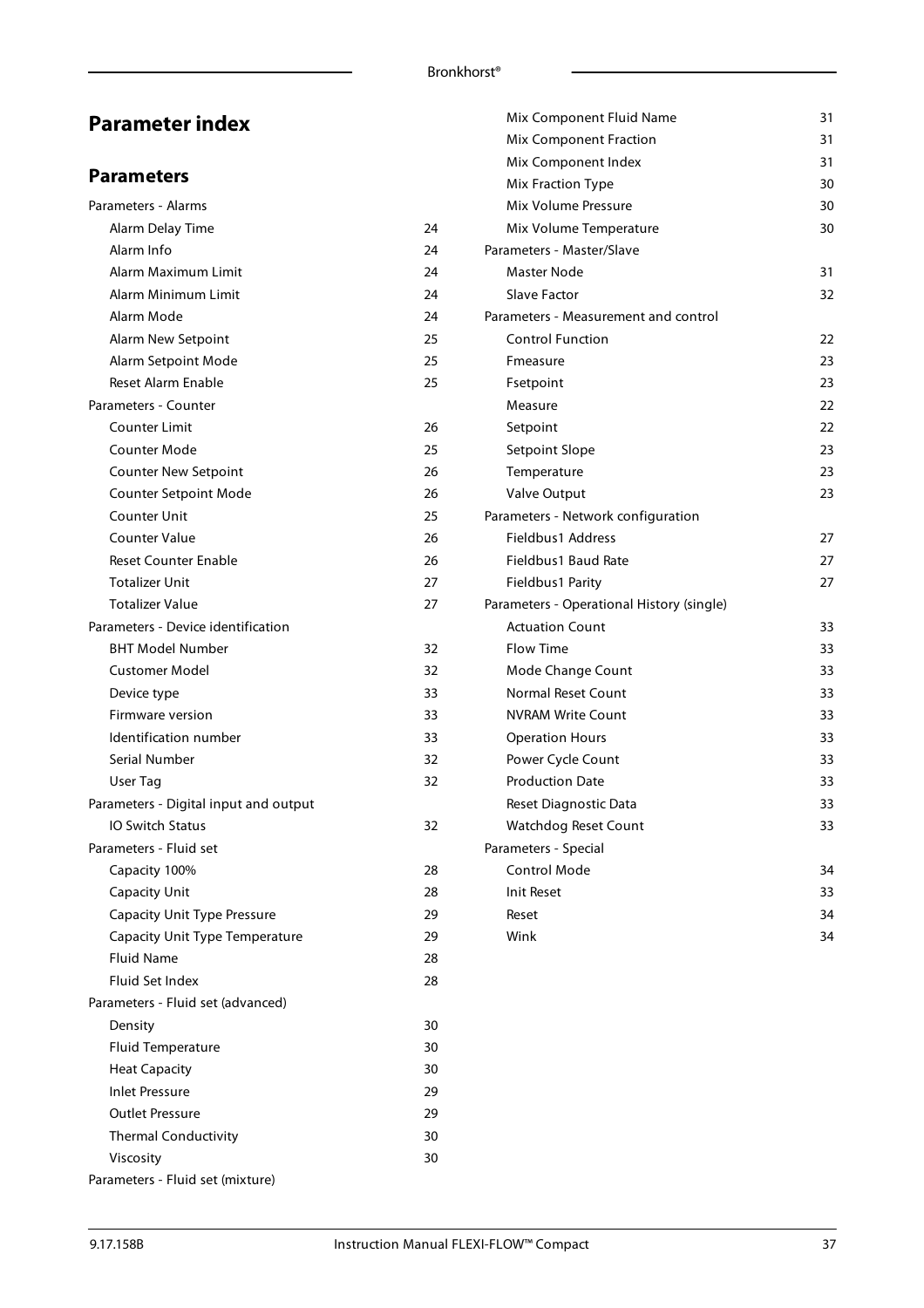# Parameter index

## Parameters

Parameters - Alarms

| | |
|---|---|
| Alarm Delay Time | 24 |
| Alarm Info | 24 |
| Alarm Maximum Limit | 24 |
| Alarm Minimum Limit | 24 |
| Alarm Mode | 24 |
| Alarm New Setpoint | 25 |
| Alarm Setpoint Mode | 25 |
| Reset Alarm Enable | 25 |

Parameters - Counter

| | |
|---|---|
| Counter Limit | 26 |
| Counter Mode | 25 |
| Counter New Setpoint | 26 |
| Counter Setpoint Mode | 26 |
| Counter Unit | 25 |
| Counter Value | 26 |
| Reset Counter Enable | 26 |
| Totalizer Unit | 27 |
| Totalizer Value | 27 |

Parameters - Device identification

| | |
|---|---|
| BHT Model Number | 32 |
| Customer Model | 32 |
| Device type | 33 |
| Firmware version | 33 |
| Identification number | 33 |
| Serial Number | 32 |
| User Tag | 32 |

Parameters - Digital input and output

| | |
|---|---|
| IO Switch Status | 32 |

Parameters - Fluid set

| | |
|---|---|
| Capacity 100% | 28 |
| Capacity Unit | 28 |
| Capacity Unit Type Pressure | 29 |
| Capacity Unit Type Temperature | 29 |
| Fluid Name | 28 |
| Fluid Set Index | 28 |

Parameters - Fluid set (advanced)

| | |
|---|---|
| Density | 30 |
| Fluid Temperature | 30 |
| Heat Capacity | 30 |
| Inlet Pressure | 29 |
| Outlet Pressure | 29 |
| Thermal Conductivity | 30 |
| Viscosity | 30 |

Parameters - Fluid set (mixture)

| | |
|---|---|
| Mix Component Fluid Name | 31 |
| Mix Component Fraction | 31 |
| Mix Component Index | 31 |
| Mix Fraction Type | 30 |
| Mix Volume Pressure | 30 |
| Mix Volume Temperature | 30 |

Parameters - Master/Slave

| | |
|---|---|
| Master Node | 31 |
| Slave Factor | 32 |

Parameters - Measurement and control

| | |
|---|---|
| Control Function | 22 |
| Fmeasure | 23 |
| Fsetpoint | 23 |
| Measure | 22 |
| Setpoint | 22 |
| Setpoint Slope | 23 |
| Temperature | 23 |
| Valve Output | 23 |

Parameters - Network configuration

| | |
|---|---|
| Fieldbus1 Address | 27 |
| Fieldbus1 Baud Rate | 27 |
| Fieldbus1 Parity | 27 |

Parameters - Operational History (single)

| | |
|---|---|
| Actuation Count | 33 |
| Flow Time | 33 |
| Mode Change Count | 33 |
| Normal Reset Count | 33 |
| NVRAM Write Count | 33 |
| Operation Hours | 33 |
| Power Cycle Count | 33 |
| Production Date | 33 |
| Reset Diagnostic Data | 33 |
| Watchdog Reset Count | 33 |

Parameters - Special

| | |
|---|---|
| Control Mode | 34 |
| Init Reset | 33 |
| Reset | 34 |
| Wink | 34 |